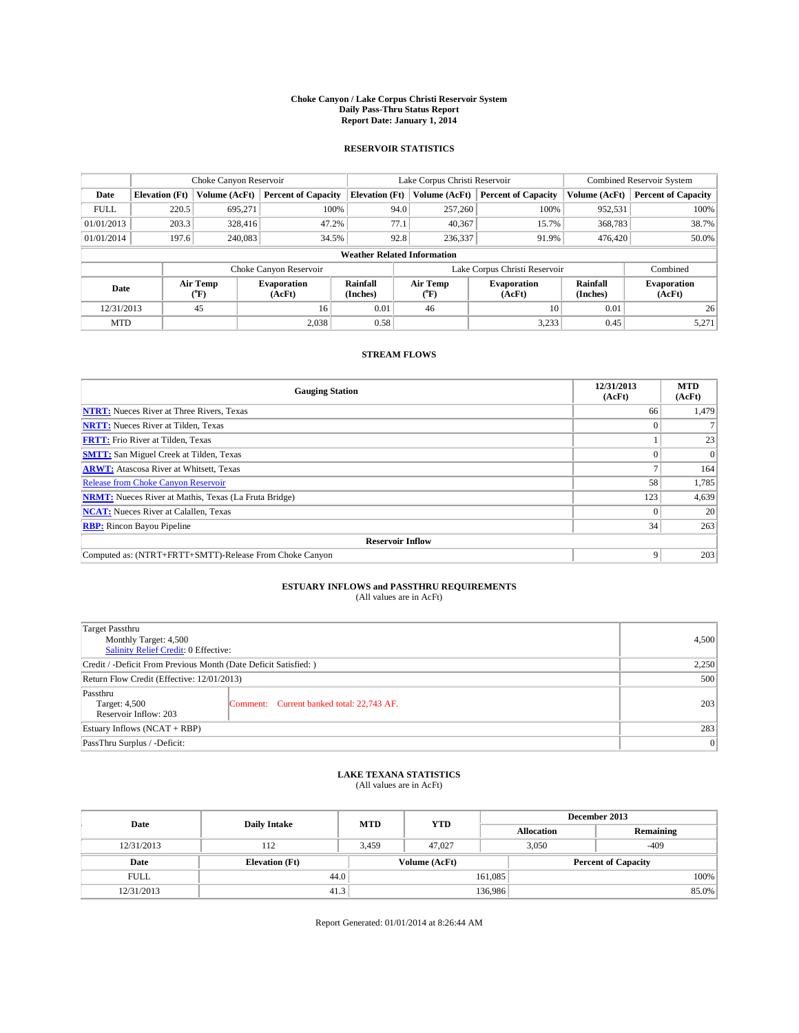# Choke Canyon / Lake Corpus Christi Reservoir System
## Daily Pass-Thru Status Report
### Report Date: January 1, 2014

## RESERVOIR STATISTICS

| | Choke Canyon Reservoir | | | Lake Corpus Christi Reservoir | | | Combined Reservoir System | |
|---|---|---|---|---|---|---|---|---|
| Date | Elevation (Ft) | Volume (AcFt) | Percent of Capacity | Elevation (Ft) | Volume (AcFt) | Percent of Capacity | Volume (AcFt) | Percent of Capacity |
| FULL | 220.5 | 695,271 | 100% | 94.0 | 257,260 | 100% | 952,531 | 100% |
| 01/01/2013 | 203.3 | 328,416 | 47.2% | 77.1 | 40,367 | 15.7% | 368,783 | 38.7% |
| 01/01/2014 | 197.6 | 240,083 | 34.5% | 92.8 | 236,337 | 91.9% | 476,420 | 50.0% |

**Weather Related Information**

| | Choke Canyon Reservoir | | | Lake Corpus Christi Reservoir | | | Combined |
|---|---|---|---|---|---|---|---|
| Date | Air Temp (°F) | Evaporation (AcFt) | Rainfall (Inches) | Air Temp (°F) | Evaporation (AcFt) | Rainfall (Inches) | Evaporation (AcFt) |
| 12/31/2013 | 45 | 16 | 0.01 | 46 | 10 | 0.01 | 26 |
| MTD | | 2,038 | 0.58 | | 3,233 | 0.45 | 5,271 |

## STREAM FLOWS

| Gauging Station | 12/31/2013 (AcFt) | MTD (AcFt) |
|---|---|---|
| **NTRT:** Nueces River at Three Rivers, Texas | 66 | 1,479 |
| **NRTT:** Nueces River at Tilden, Texas | 0 | 7 |
| **FRTT:** Frio River at Tilden, Texas | 1 | 23 |
| **SMTT:** San Miguel Creek at Tilden, Texas | 0 | 0 |
| **ARWT:** Atascosa River at Whitsett, Texas | 7 | 164 |
| Release from Choke Canyon Reservoir | 58 | 1,785 |
| **NRMT:** Nueces River at Mathis, Texas (La Fruta Bridge) | 123 | 4,639 |
| **NCAT:** Nueces River at Calallen, Texas | 0 | 20 |
| **RBP:** Rincon Bayou Pipeline | 34 | 263 |
| **Reservoir Inflow** | | |
| Computed as: (NTRT+FRTT+SMTT)-Release From Choke Canyon | 9 | 203 |

## ESTUARY INFLOWS and PASSTHRU REQUIREMENTS
(All values are in AcFt)

| | | |
|---|---|---|
| Target Passthru<br>Monthly Target: 4,500<br>Salinity Relief Credit: 0 Effective: | | 4,500 |
| Credit / -Deficit From Previous Month (Date Deficit Satisfied: ) | | 2,250 |
| Return Flow Credit (Effective: 12/01/2013) | | 500 |
| Passthru<br>Target: 4,500<br>Reservoir Inflow: 203 | Comment: Current banked total: 22,743 AF. | 203 |
| Estuary Inflows (NCAT + RBP) | | 283 |
| PassThru Surplus / -Deficit: | | 0 |

## LAKE TEXANA STATISTICS
(All values are in AcFt)

| Date | Daily Intake | MTD | YTD | December 2013 | |
|---|---|---|---|---|---|
| | | | | Allocation | Remaining |
| 12/31/2013 | 112 | 3,459 | 47,027 | 3,050 | -409 |

| Date | Elevation (Ft) | Volume (AcFt) | Percent of Capacity |
|---|---|---|---|
| FULL | 44.0 | 161,085 | 100% |
| 12/31/2013 | 41.3 | 136,986 | 85.0% |

Report Generated: 01/01/2014 at 8:26:44 AM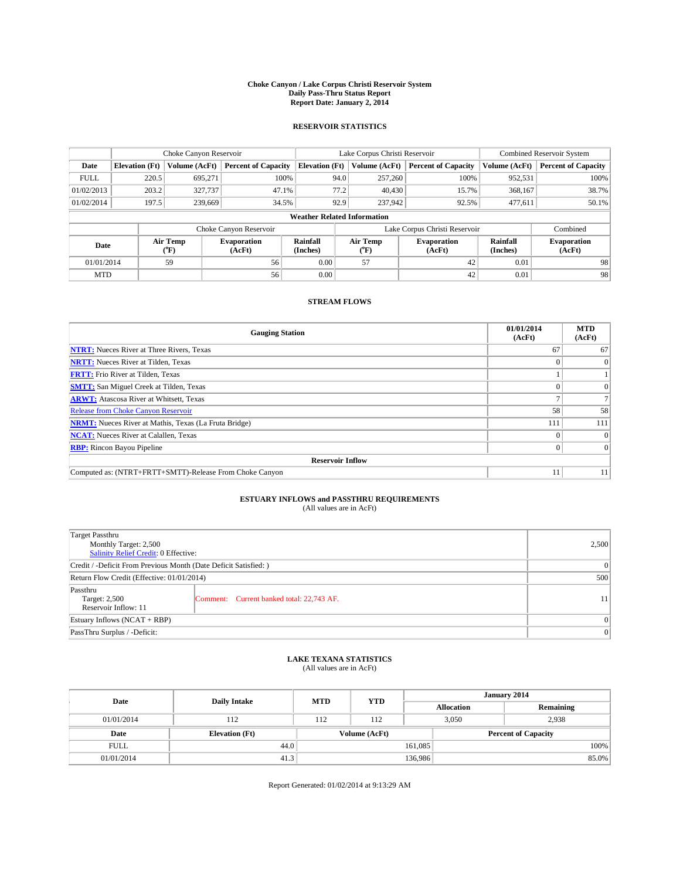# Choke Canyon / Lake Corpus Christi Reservoir System
## Daily Pass-Thru Status Report
## Report Date: January 2, 2014

### RESERVOIR STATISTICS

| | Choke Canyon Reservoir | | | Lake Corpus Christi Reservoir | | | Combined Reservoir System | |
|---|---|---|---|---|---|---|---|---|
| Date | Elevation (Ft) | Volume (AcFt) | Percent of Capacity | Elevation (Ft) | Volume (AcFt) | Percent of Capacity | Volume (AcFt) | Percent of Capacity |
| FULL | 220.5 | 695,271 | 100% | 94.0 | 257,260 | 100% | 952,531 | 100% |
| 01/02/2013 | 203.2 | 327,737 | 47.1% | 77.2 | 40,430 | 15.7% | 368,167 | 38.7% |
| 01/02/2014 | 197.5 | 239,669 | 34.5% | 92.9 | 237,942 | 92.5% | 477,611 | 50.1% |

**Weather Related Information**

| | Choke Canyon Reservoir | | | Lake Corpus Christi Reservoir | | | Combined |
|---|---|---|---|---|---|---|---|
| Date | Air Temp (°F) | Evaporation (AcFt) | Rainfall (Inches) | Air Temp (°F) | Evaporation (AcFt) | Rainfall (Inches) | Evaporation (AcFt) |
| 01/01/2014 | 59 | 56 | 0.00 | 57 | 42 | 0.01 | 98 |
| MTD | | 56 | 0.00 | | 42 | 0.01 | 98 |

### STREAM FLOWS

| Gauging Station | 01/01/2014 (AcFt) | MTD (AcFt) |
|---|---|---|
| **NTRT:** Nueces River at Three Rivers, Texas | 67 | 67 |
| **NRTT:** Nueces River at Tilden, Texas | 0 | 0 |
| **FRTT:** Frio River at Tilden, Texas | 1 | 1 |
| **SMTT:** San Miguel Creek at Tilden, Texas | 0 | 0 |
| **ARWT:** Atascosa River at Whitsett, Texas | 7 | 7 |
| Release from Choke Canyon Reservoir | 58 | 58 |
| **NRMT:** Nueces River at Mathis, Texas (La Fruta Bridge) | 111 | 111 |
| **NCAT:** Nueces River at Calallen, Texas | 0 | 0 |
| **RBP:** Rincon Bayou Pipeline | 0 | 0 |
| **Reservoir Inflow** | | |
| Computed as: (NTRT+FRTT+SMTT)-Release From Choke Canyon | 11 | 11 |

### ESTUARY INFLOWS and PASSTHRU REQUIREMENTS
(All values are in AcFt)

| | | |
|---|---|---|
| Target Passthru<br>Monthly Target: 2,500<br>Salinity Relief Credit: 0 Effective: | | 2,500 |
| Credit / -Deficit From Previous Month (Date Deficit Satisfied: ) | | 0 |
| Return Flow Credit (Effective: 01/01/2014) | | 500 |
| Passthru<br>Target: 2,500<br>Reservoir Inflow: 11 | Comment: Current banked total: 22,743 AF. | 11 |
| Estuary Inflows (NCAT + RBP) | | 0 |
| PassThru Surplus / -Deficit: | | 0 |

### LAKE TEXANA STATISTICS
(All values are in AcFt)

| Date | Daily Intake | MTD | YTD | January 2014 Allocation | January 2014 Remaining |
|---|---|---|---|---|---|
| 01/01/2014 | 112 | 112 | 112 | 3,050 | 2,938 |

| Date | Elevation (Ft) | Volume (AcFt) | Percent of Capacity |
|---|---|---|---|
| FULL | 44.0 | 161,085 | 100% |
| 01/01/2014 | 41.3 | 136,986 | 85.0% |

Report Generated: 01/02/2014 at 9:13:29 AM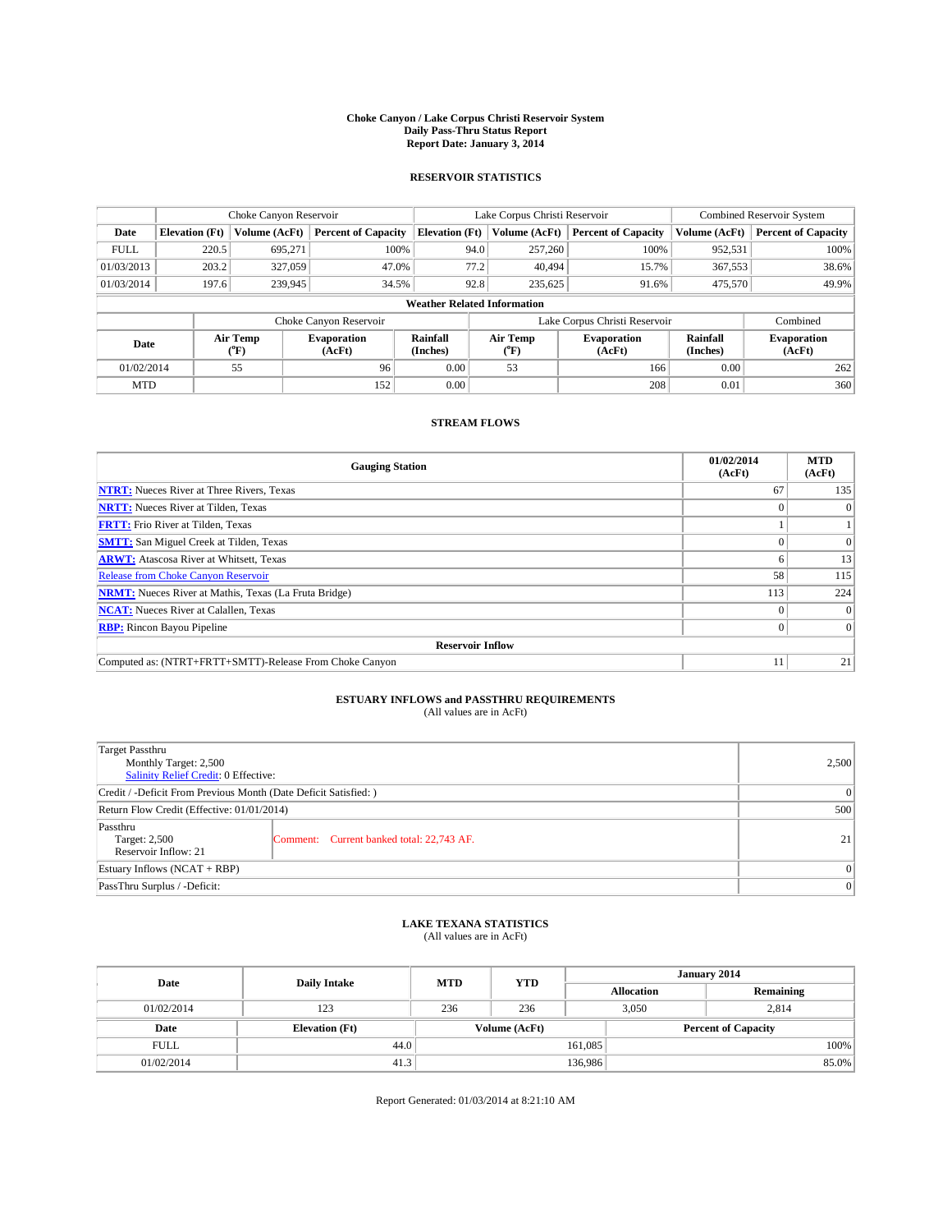**Choke Canyon / Lake Corpus Christi Reservoir System**
**Daily Pass-Thru Status Report**
**Report Date: January 3, 2014**

## RESERVOIR STATISTICS

| | Choke Canyon Reservoir | | | Lake Corpus Christi Reservoir | | | Combined Reservoir System | |
|---|---|---|---|---|---|---|---|---|
| Date | Elevation (Ft) | Volume (AcFt) | Percent of Capacity | Elevation (Ft) | Volume (AcFt) | Percent of Capacity | Volume (AcFt) | Percent of Capacity |
| FULL | 220.5 | 695,271 | 100% | 94.0 | 257,260 | 100% | 952,531 | 100% |
| 01/03/2013 | 203.2 | 327,059 | 47.0% | 77.2 | 40,494 | 15.7% | 367,553 | 38.6% |
| 01/03/2014 | 197.6 | 239,945 | 34.5% | 92.8 | 235,625 | 91.6% | 475,570 | 49.9% |

**Weather Related Information**

| | Choke Canyon Reservoir | | | Lake Corpus Christi Reservoir | | | Combined |
|---|---|---|---|---|---|---|---|
| Date | Air Temp (°F) | Evaporation (AcFt) | Rainfall (Inches) | Air Temp (°F) | Evaporation (AcFt) | Rainfall (Inches) | Evaporation (AcFt) |
| 01/02/2014 | 55 | 96 | 0.00 | 53 | 166 | 0.00 | 262 |
| MTD | | 152 | 0.00 | | 208 | 0.01 | 360 |

## STREAM FLOWS

| Gauging Station | 01/02/2014 (AcFt) | MTD (AcFt) |
|---|---|---|
| **NTRT:** Nueces River at Three Rivers, Texas | 67 | 135 |
| **NRTT:** Nueces River at Tilden, Texas | 0 | 0 |
| **FRTT:** Frio River at Tilden, Texas | 1 | 1 |
| **SMTT:** San Miguel Creek at Tilden, Texas | 0 | 0 |
| **ARWT:** Atascosa River at Whitsett, Texas | 6 | 13 |
| Release from Choke Canyon Reservoir | 58 | 115 |
| **NRMT:** Nueces River at Mathis, Texas (La Fruta Bridge) | 113 | 224 |
| **NCAT:** Nueces River at Calallen, Texas | 0 | 0 |
| **RBP:** Rincon Bayou Pipeline | 0 | 0 |
| **Reservoir Inflow** | | |
| Computed as: (NTRT+FRTT+SMTT)-Release From Choke Canyon | 11 | 21 |

## ESTUARY INFLOWS and PASSTHRU REQUIREMENTS
(All values are in AcFt)

| | | |
|---|---|---|
| Target Passthru<br>Monthly Target: 2,500<br>Salinity Relief Credit: 0 Effective: | | 2,500 |
| Credit / -Deficit From Previous Month (Date Deficit Satisfied: ) | | 0 |
| Return Flow Credit (Effective: 01/01/2014) | | 500 |
| Passthru<br>Target: 2,500<br>Reservoir Inflow: 21 | Comment: Current banked total: 22,743 AF. | 21 |
| Estuary Inflows (NCAT + RBP) | | 0 |
| PassThru Surplus / -Deficit: | | 0 |

## LAKE TEXANA STATISTICS
(All values are in AcFt)

| Date | Daily Intake | MTD | YTD | January 2014 Allocation | January 2014 Remaining |
|---|---|---|---|---|---|
| 01/02/2014 | 123 | 236 | 236 | 3,050 | 2,814 |

| Date | Elevation (Ft) | Volume (AcFt) | Percent of Capacity |
|---|---|---|---|
| FULL | 44.0 | 161,085 | 100% |
| 01/02/2014 | 41.3 | 136,986 | 85.0% |

Report Generated: 01/03/2014 at 8:21:10 AM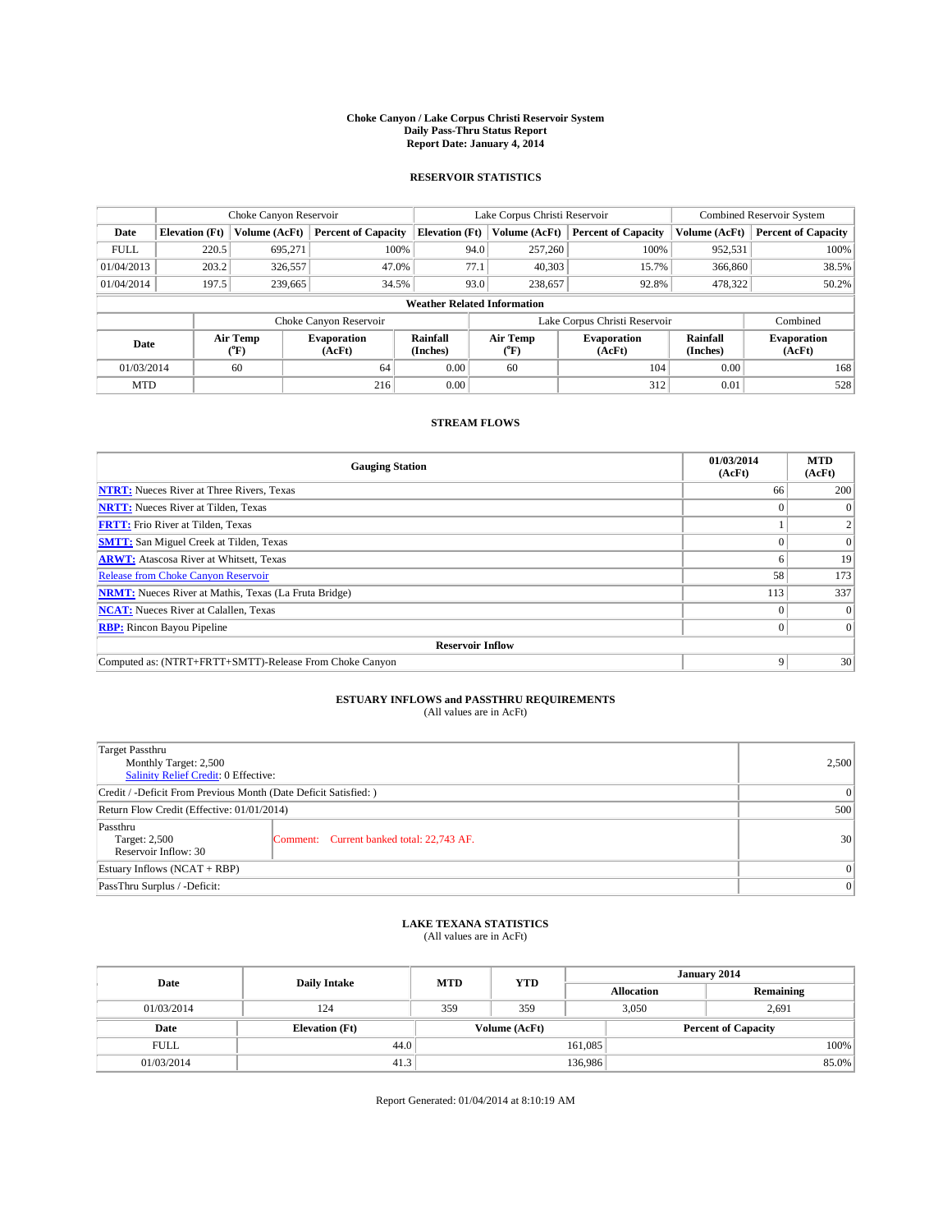# Choke Canyon / Lake Corpus Christi Reservoir System
## Daily Pass-Thru Status Report
## Report Date: January 4, 2014

### RESERVOIR STATISTICS

| | Choke Canyon Reservoir | | | Lake Corpus Christi Reservoir | | | Combined Reservoir System | |
|---|---|---|---|---|---|---|---|---|
| Date | Elevation (Ft) | Volume (AcFt) | Percent of Capacity | Elevation (Ft) | Volume (AcFt) | Percent of Capacity | Volume (AcFt) | Percent of Capacity |
| FULL | 220.5 | 695,271 | 100% | 94.0 | 257,260 | 100% | 952,531 | 100% |
| 01/04/2013 | 203.2 | 326,557 | 47.0% | 77.1 | 40,303 | 15.7% | 366,860 | 38.5% |
| 01/04/2014 | 197.5 | 239,665 | 34.5% | 93.0 | 238,657 | 92.8% | 478,322 | 50.2% |

**Weather Related Information**

| | Choke Canyon Reservoir | | | Lake Corpus Christi Reservoir | | | Combined |
|---|---|---|---|---|---|---|---|
| Date | Air Temp (°F) | Evaporation (AcFt) | Rainfall (Inches) | Air Temp (°F) | Evaporation (AcFt) | Rainfall (Inches) | Evaporation (AcFt) |
| 01/03/2014 | 60 | 64 | 0.00 | 60 | 104 | 0.00 | 168 |
| MTD | | 216 | 0.00 | | 312 | 0.01 | 528 |

### STREAM FLOWS

| Gauging Station | 01/03/2014 (AcFt) | MTD (AcFt) |
|---|---|---|
| NTRT: Nueces River at Three Rivers, Texas | 66 | 200 |
| NRTT: Nueces River at Tilden, Texas | 0 | 0 |
| FRTT: Frio River at Tilden, Texas | 1 | 2 |
| SMTT: San Miguel Creek at Tilden, Texas | 0 | 0 |
| ARWT: Atascosa River at Whitsett, Texas | 6 | 19 |
| Release from Choke Canyon Reservoir | 58 | 173 |
| NRMT: Nueces River at Mathis, Texas (La Fruta Bridge) | 113 | 337 |
| NCAT: Nueces River at Calallen, Texas | 0 | 0 |
| RBP: Rincon Bayou Pipeline | 0 | 0 |
| **Reservoir Inflow** | | |
| Computed as: (NTRT+FRTT+SMTT)-Release From Choke Canyon | 9 | 30 |

### ESTUARY INFLOWS and PASSTHRU REQUIREMENTS
(All values are in AcFt)

| | | |
|---|---|---|
| Target Passthru<br>Monthly Target: 2,500<br>Salinity Relief Credit: 0 Effective: | | 2,500 |
| Credit / -Deficit From Previous Month (Date Deficit Satisfied: ) | | 0 |
| Return Flow Credit (Effective: 01/01/2014) | | 500 |
| Passthru<br>Target: 2,500<br>Reservoir Inflow: 30 | Comment: Current banked total: 22,743 AF. | 30 |
| Estuary Inflows (NCAT + RBP) | | 0 |
| PassThru Surplus / -Deficit: | | 0 |

### LAKE TEXANA STATISTICS
(All values are in AcFt)

| Date | Daily Intake | MTD | YTD | January 2014 Allocation | January 2014 Remaining |
|---|---|---|---|---|---|
| 01/03/2014 | 124 | 359 | 359 | 3,050 | 2,691 |

| Date | Elevation (Ft) | Volume (AcFt) | Percent of Capacity |
|---|---|---|---|
| FULL | 44.0 | 161,085 | 100% |
| 01/03/2014 | 41.3 | 136,986 | 85.0% |

Report Generated: 01/04/2014 at 8:10:19 AM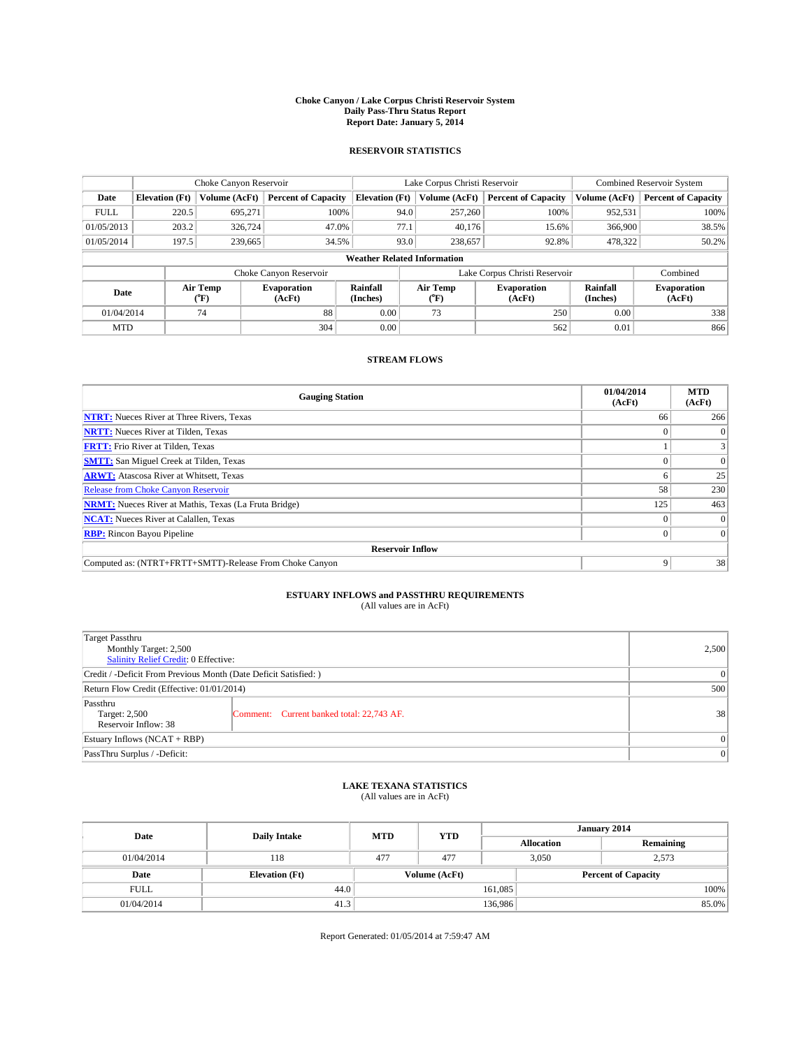# Choke Canyon / Lake Corpus Christi Reservoir System
## Daily Pass-Thru Status Report
### Report Date: January 5, 2014

## RESERVOIR STATISTICS

| | Choke Canyon Reservoir | | | Lake Corpus Christi Reservoir | | | Combined Reservoir System | |
|---|---|---|---|---|---|---|---|---|
| Date | Elevation (Ft) | Volume (AcFt) | Percent of Capacity | Elevation (Ft) | Volume (AcFt) | Percent of Capacity | Volume (AcFt) | Percent of Capacity |
| FULL | 220.5 | 695,271 | 100% | 94.0 | 257,260 | 100% | 952,531 | 100% |
| 01/05/2013 | 203.2 | 326,724 | 47.0% | 77.1 | 40,176 | 15.6% | 366,900 | 38.5% |
| 01/05/2014 | 197.5 | 239,665 | 34.5% | 93.0 | 238,657 | 92.8% | 478,322 | 50.2% |

**Weather Related Information**

| | Choke Canyon Reservoir | | | Lake Corpus Christi Reservoir | | | Combined |
|---|---|---|---|---|---|---|---|
| Date | Air Temp (°F) | Evaporation (AcFt) | Rainfall (Inches) | Air Temp (°F) | Evaporation (AcFt) | Rainfall (Inches) | Evaporation (AcFt) |
| 01/04/2014 | 74 | 88 | 0.00 | 73 | 250 | 0.00 | 338 |
| MTD | | 304 | 0.00 | | 562 | 0.01 | 866 |

## STREAM FLOWS

| Gauging Station | 01/04/2014 (AcFt) | MTD (AcFt) |
|---|---|---|
| NTRT: Nueces River at Three Rivers, Texas | 66 | 266 |
| NRTT: Nueces River at Tilden, Texas | 0 | 0 |
| FRTT: Frio River at Tilden, Texas | 1 | 3 |
| SMTT: San Miguel Creek at Tilden, Texas | 0 | 0 |
| ARWT: Atascosa River at Whitsett, Texas | 6 | 25 |
| Release from Choke Canyon Reservoir | 58 | 230 |
| NRMT: Nueces River at Mathis, Texas (La Fruta Bridge) | 125 | 463 |
| NCAT: Nueces River at Calallen, Texas | 0 | 0 |
| RBP: Rincon Bayou Pipeline | 0 | 0 |
| **Reservoir Inflow** | | |
| Computed as: (NTRT+FRTT+SMTT)-Release From Choke Canyon | 9 | 38 |

## ESTUARY INFLOWS and PASSTHRU REQUIREMENTS
(All values are in AcFt)

| | | |
|---|---|---|
| Target Passthru<br>Monthly Target: 2,500<br>Salinity Relief Credit: 0 Effective: | | 2,500 |
| Credit / -Deficit From Previous Month (Date Deficit Satisfied: ) | | 0 |
| Return Flow Credit (Effective: 01/01/2014) | | 500 |
| Passthru<br>Target: 2,500<br>Reservoir Inflow: 38 | Comment: Current banked total: 22,743 AF. | 38 |
| Estuary Inflows (NCAT + RBP) | | 0 |
| PassThru Surplus / -Deficit: | | 0 |

## LAKE TEXANA STATISTICS
(All values are in AcFt)

| Date | Daily Intake | MTD | YTD | January 2014 | |
|---|---|---|---|---|---|
| | | | | Allocation | Remaining |
| 01/04/2014 | 118 | 477 | 477 | 3,050 | 2,573 |

| Date | Elevation (Ft) | Volume (AcFt) | Percent of Capacity |
|---|---|---|---|
| FULL | 44.0 | 161,085 | 100% |
| 01/04/2014 | 41.3 | 136,986 | 85.0% |

Report Generated: 01/05/2014 at 7:59:47 AM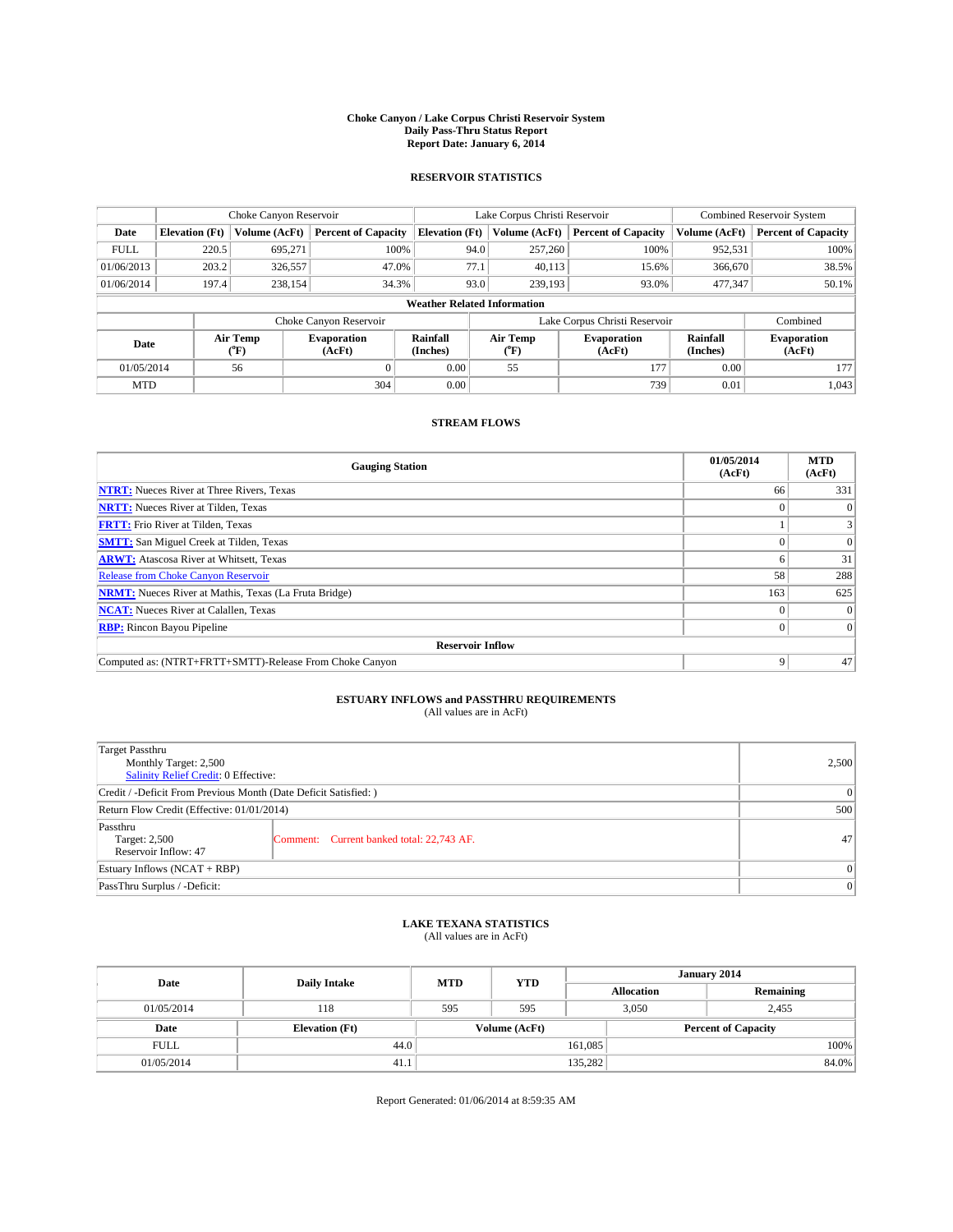# Choke Canyon / Lake Corpus Christi Reservoir System
## Daily Pass-Thru Status Report
### Report Date: January 6, 2014

## RESERVOIR STATISTICS

| | Choke Canyon Reservoir | | | Lake Corpus Christi Reservoir | | | Combined Reservoir System | |
|---|---|---|---|---|---|---|---|---|
| Date | Elevation (Ft) | Volume (AcFt) | Percent of Capacity | Elevation (Ft) | Volume (AcFt) | Percent of Capacity | Volume (AcFt) | Percent of Capacity |
| FULL | 220.5 | 695,271 | 100% | 94.0 | 257,260 | 100% | 952,531 | 100% |
| 01/06/2013 | 203.2 | 326,557 | 47.0% | 77.1 | 40,113 | 15.6% | 366,670 | 38.5% |
| 01/06/2014 | 197.4 | 238,154 | 34.3% | 93.0 | 239,193 | 93.0% | 477,347 | 50.1% |

**Weather Related Information**

| | Choke Canyon Reservoir | | | Lake Corpus Christi Reservoir | | | Combined |
|---|---|---|---|---|---|---|---|
| Date | Air Temp (°F) | Evaporation (AcFt) | Rainfall (Inches) | Air Temp (°F) | Evaporation (AcFt) | Rainfall (Inches) | Evaporation (AcFt) |
| 01/05/2014 | 56 | 0 | 0.00 | 55 | 177 | 0.00 | 177 |
| MTD | | 304 | 0.00 | | 739 | 0.01 | 1,043 |

## STREAM FLOWS

| Gauging Station | 01/05/2014 (AcFt) | MTD (AcFt) |
|---|---|---|
| NTRT: Nueces River at Three Rivers, Texas | 66 | 331 |
| NRTT: Nueces River at Tilden, Texas | 0 | 0 |
| FRTT: Frio River at Tilden, Texas | 1 | 3 |
| SMTT: San Miguel Creek at Tilden, Texas | 0 | 0 |
| ARWT: Atascosa River at Whitsett, Texas | 6 | 31 |
| Release from Choke Canyon Reservoir | 58 | 288 |
| NRMT: Nueces River at Mathis, Texas (La Fruta Bridge) | 163 | 625 |
| NCAT: Nueces River at Calallen, Texas | 0 | 0 |
| RBP: Rincon Bayou Pipeline | 0 | 0 |
| **Reservoir Inflow** | | |
| Computed as: (NTRT+FRTT+SMTT)-Release From Choke Canyon | 9 | 47 |

## ESTUARY INFLOWS and PASSTHRU REQUIREMENTS
(All values are in AcFt)

| | | |
|---|---|---|
| Target Passthru<br>Monthly Target: 2,500<br>Salinity Relief Credit: 0 Effective: | | 2,500 |
| Credit / -Deficit From Previous Month (Date Deficit Satisfied: ) | | 0 |
| Return Flow Credit (Effective: 01/01/2014) | | 500 |
| Passthru<br>Target: 2,500<br>Reservoir Inflow: 47 | Comment: Current banked total: 22,743 AF. | 47 |
| Estuary Inflows (NCAT + RBP) | | 0 |
| PassThru Surplus / -Deficit: | | 0 |

## LAKE TEXANA STATISTICS
(All values are in AcFt)

| Date | Daily Intake | MTD | YTD | January 2014 Allocation | January 2014 Remaining |
|---|---|---|---|---|---|
| 01/05/2014 | 118 | 595 | 595 | 3,050 | 2,455 |

| Date | Elevation (Ft) | Volume (AcFt) | Percent of Capacity |
|---|---|---|---|
| FULL | 44.0 | 161,085 | 100% |
| 01/05/2014 | 41.1 | 135,282 | 84.0% |

Report Generated: 01/06/2014 at 8:59:35 AM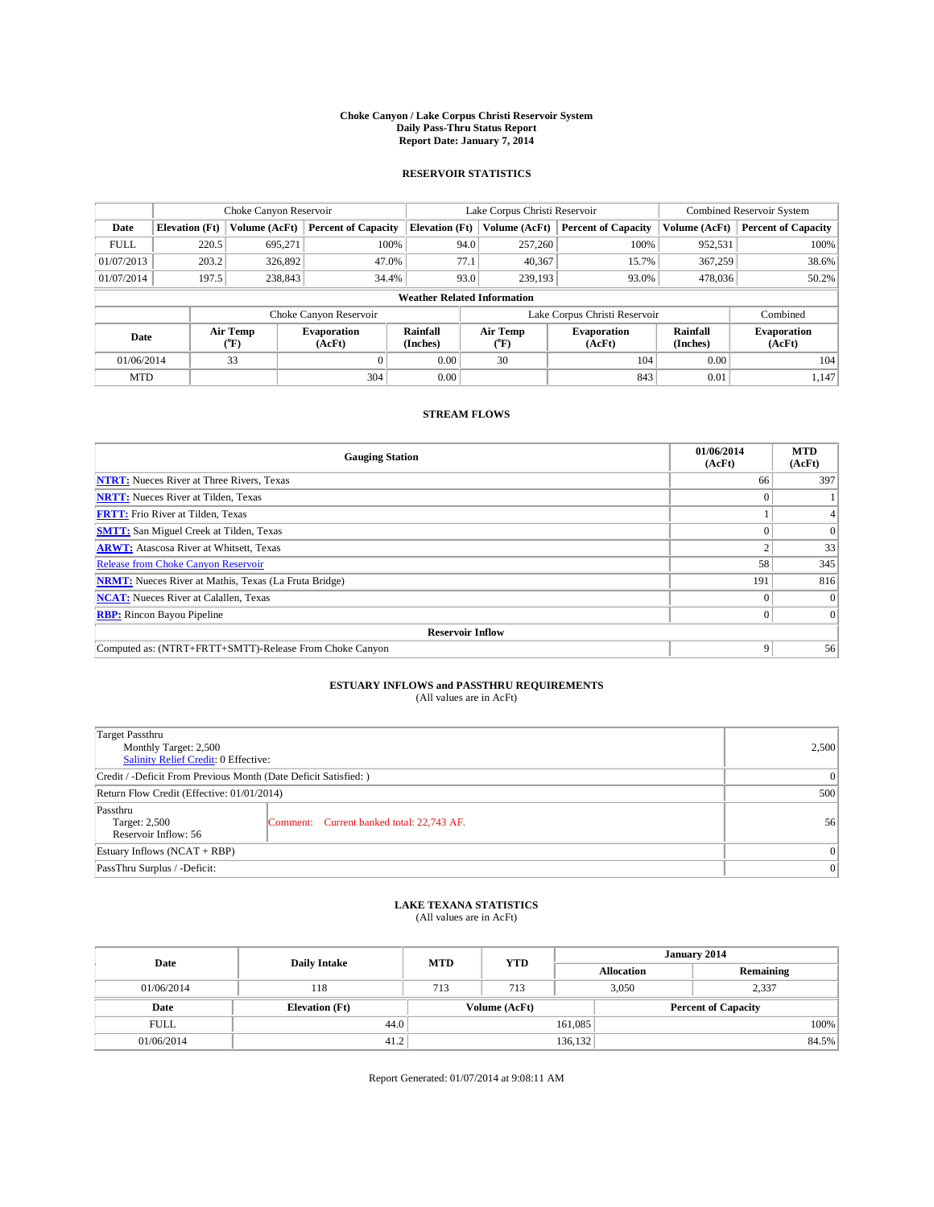# Choke Canyon / Lake Corpus Christi Reservoir System
## Daily Pass-Thru Status Report
### Report Date: January 7, 2014

## RESERVOIR STATISTICS

| | Choke Canyon Reservoir | | | Lake Corpus Christi Reservoir | | | Combined Reservoir System | |
|---|---|---|---|---|---|---|---|---|
| Date | Elevation (Ft) | Volume (AcFt) | Percent of Capacity | Elevation (Ft) | Volume (AcFt) | Percent of Capacity | Volume (AcFt) | Percent of Capacity |
| FULL | 220.5 | 695,271 | 100% | 94.0 | 257,260 | 100% | 952,531 | 100% |
| 01/07/2013 | 203.2 | 326,892 | 47.0% | 77.1 | 40,367 | 15.7% | 367,259 | 38.6% |
| 01/07/2014 | 197.5 | 238,843 | 34.4% | 93.0 | 239,193 | 93.0% | 478,036 | 50.2% |

**Weather Related Information**

| | Choke Canyon Reservoir | | | Lake Corpus Christi Reservoir | | | Combined |
|---|---|---|---|---|---|---|---|
| Date | Air Temp (°F) | Evaporation (AcFt) | Rainfall (Inches) | Air Temp (°F) | Evaporation (AcFt) | Rainfall (Inches) | Evaporation (AcFt) |
| 01/06/2014 | 33 | 0 | 0.00 | 30 | 104 | 0.00 | 104 |
| MTD | | 304 | 0.00 | | 843 | 0.01 | 1,147 |

## STREAM FLOWS

| Gauging Station | 01/06/2014 (AcFt) | MTD (AcFt) |
|---|---|---|
| **NTRT:** Nueces River at Three Rivers, Texas | 66 | 397 |
| **NRTT:** Nueces River at Tilden, Texas | 0 | 1 |
| **FRTT:** Frio River at Tilden, Texas | 1 | 4 |
| **SMTT:** San Miguel Creek at Tilden, Texas | 0 | 0 |
| **ARWT:** Atascosa River at Whitsett, Texas | 2 | 33 |
| Release from Choke Canyon Reservoir | 58 | 345 |
| **NRMT:** Nueces River at Mathis, Texas (La Fruta Bridge) | 191 | 816 |
| **NCAT:** Nueces River at Calallen, Texas | 0 | 0 |
| **RBP:** Rincon Bayou Pipeline | 0 | 0 |
| **Reservoir Inflow** | | |
| Computed as: (NTRT+FRTT+SMTT)-Release From Choke Canyon | 9 | 56 |

## ESTUARY INFLOWS and PASSTHRU REQUIREMENTS
(All values are in AcFt)

| | | |
|---|---|---|
| Target Passthru<br>Monthly Target: 2,500<br>Salinity Relief Credit: 0 Effective: | | 2,500 |
| Credit / -Deficit From Previous Month (Date Deficit Satisfied: ) | | 0 |
| Return Flow Credit (Effective: 01/01/2014) | | 500 |
| Passthru<br>Target: 2,500<br>Reservoir Inflow: 56 | Comment: Current banked total: 22,743 AF. | 56 |
| Estuary Inflows (NCAT + RBP) | | 0 |
| PassThru Surplus / -Deficit: | | 0 |

## LAKE TEXANA STATISTICS
(All values are in AcFt)

| Date | Daily Intake | MTD | YTD | January 2014 Allocation | January 2014 Remaining |
|---|---|---|---|---|---|
| 01/06/2014 | 118 | 713 | 713 | 3,050 | 2,337 |

| Date | Elevation (Ft) | Volume (AcFt) | Percent of Capacity |
|---|---|---|---|
| FULL | 44.0 | 161,085 | 100% |
| 01/06/2014 | 41.2 | 136,132 | 84.5% |

Report Generated: 01/07/2014 at 9:08:11 AM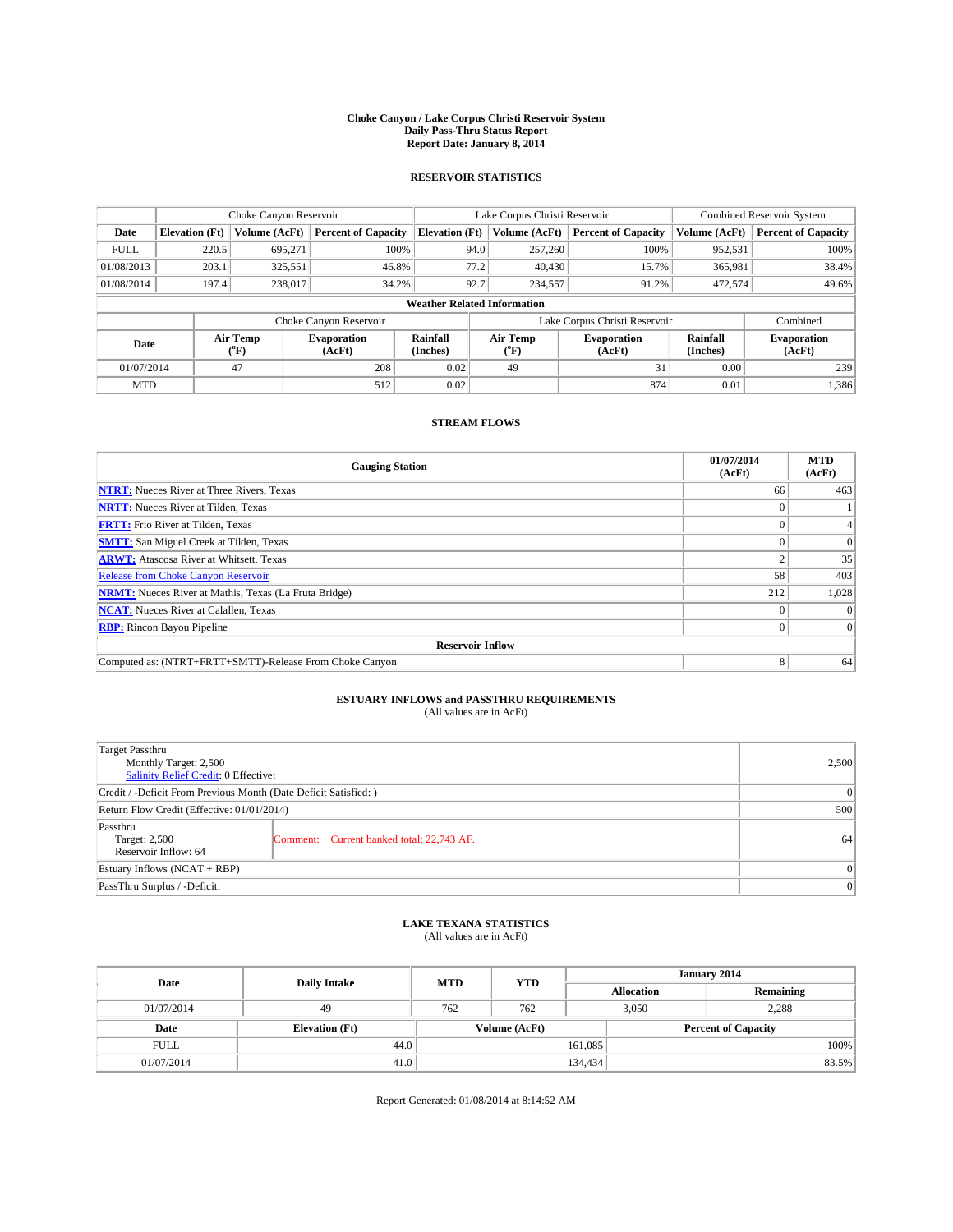**Choke Canyon / Lake Corpus Christi Reservoir System**
**Daily Pass-Thru Status Report**
**Report Date: January 8, 2014**

## RESERVOIR STATISTICS

| | Choke Canyon Reservoir | | | Lake Corpus Christi Reservoir | | | Combined Reservoir System | |
|---|---|---|---|---|---|---|---|---|
| Date | Elevation (Ft) | Volume (AcFt) | Percent of Capacity | Elevation (Ft) | Volume (AcFt) | Percent of Capacity | Volume (AcFt) | Percent of Capacity |
| FULL | 220.5 | 695,271 | 100% | 94.0 | 257,260 | 100% | 952,531 | 100% |
| 01/08/2013 | 203.1 | 325,551 | 46.8% | 77.2 | 40,430 | 15.7% | 365,981 | 38.4% |
| 01/08/2014 | 197.4 | 238,017 | 34.2% | 92.7 | 234,557 | 91.2% | 472,574 | 49.6% |

**Weather Related Information**

| | Choke Canyon Reservoir | | | Lake Corpus Christi Reservoir | | | Combined |
|---|---|---|---|---|---|---|---|
| Date | Air Temp (°F) | Evaporation (AcFt) | Rainfall (Inches) | Air Temp (°F) | Evaporation (AcFt) | Rainfall (Inches) | Evaporation (AcFt) |
| 01/07/2014 | 47 | 208 | 0.02 | 49 | 31 | 0.00 | 239 |
| MTD | | 512 | 0.02 | | 874 | 0.01 | 1,386 |

## STREAM FLOWS

| Gauging Station | 01/07/2014 (AcFt) | MTD (AcFt) |
|---|---|---|
| NTRT: Nueces River at Three Rivers, Texas | 66 | 463 |
| NRTT: Nueces River at Tilden, Texas | 0 | 1 |
| FRTT: Frio River at Tilden, Texas | 0 | 4 |
| SMTT: San Miguel Creek at Tilden, Texas | 0 | 0 |
| ARWT: Atascosa River at Whitsett, Texas | 2 | 35 |
| Release from Choke Canyon Reservoir | 58 | 403 |
| NRMT: Nueces River at Mathis, Texas (La Fruta Bridge) | 212 | 1,028 |
| NCAT: Nueces River at Calallen, Texas | 0 | 0 |
| RBP: Rincon Bayou Pipeline | 0 | 0 |
| **Reservoir Inflow** | | |
| Computed as: (NTRT+FRTT+SMTT)-Release From Choke Canyon | 8 | 64 |

## ESTUARY INFLOWS and PASSTHRU REQUIREMENTS
(All values are in AcFt)

| | | |
|---|---|---|
| Target Passthru<br>Monthly Target: 2,500<br>Salinity Relief Credit: 0 Effective: | | 2,500 |
| Credit / -Deficit From Previous Month (Date Deficit Satisfied: ) | | 0 |
| Return Flow Credit (Effective: 01/01/2014) | | 500 |
| Passthru<br>Target: 2,500<br>Reservoir Inflow: 64 | Comment: Current banked total: 22,743 AF. | 64 |
| Estuary Inflows (NCAT + RBP) | | 0 |
| PassThru Surplus / -Deficit: | | 0 |

## LAKE TEXANA STATISTICS
(All values are in AcFt)

| Date | Daily Intake | MTD | YTD | January 2014 | |
|---|---|---|---|---|---|
| | | | | Allocation | Remaining |
| 01/07/2014 | 49 | 762 | 762 | 3,050 | 2,288 |

| Date | Elevation (Ft) | Volume (AcFt) | Percent of Capacity |
|---|---|---|---|
| FULL | 44.0 | 161,085 | 100% |
| 01/07/2014 | 41.0 | 134,434 | 83.5% |

Report Generated: 01/08/2014 at 8:14:52 AM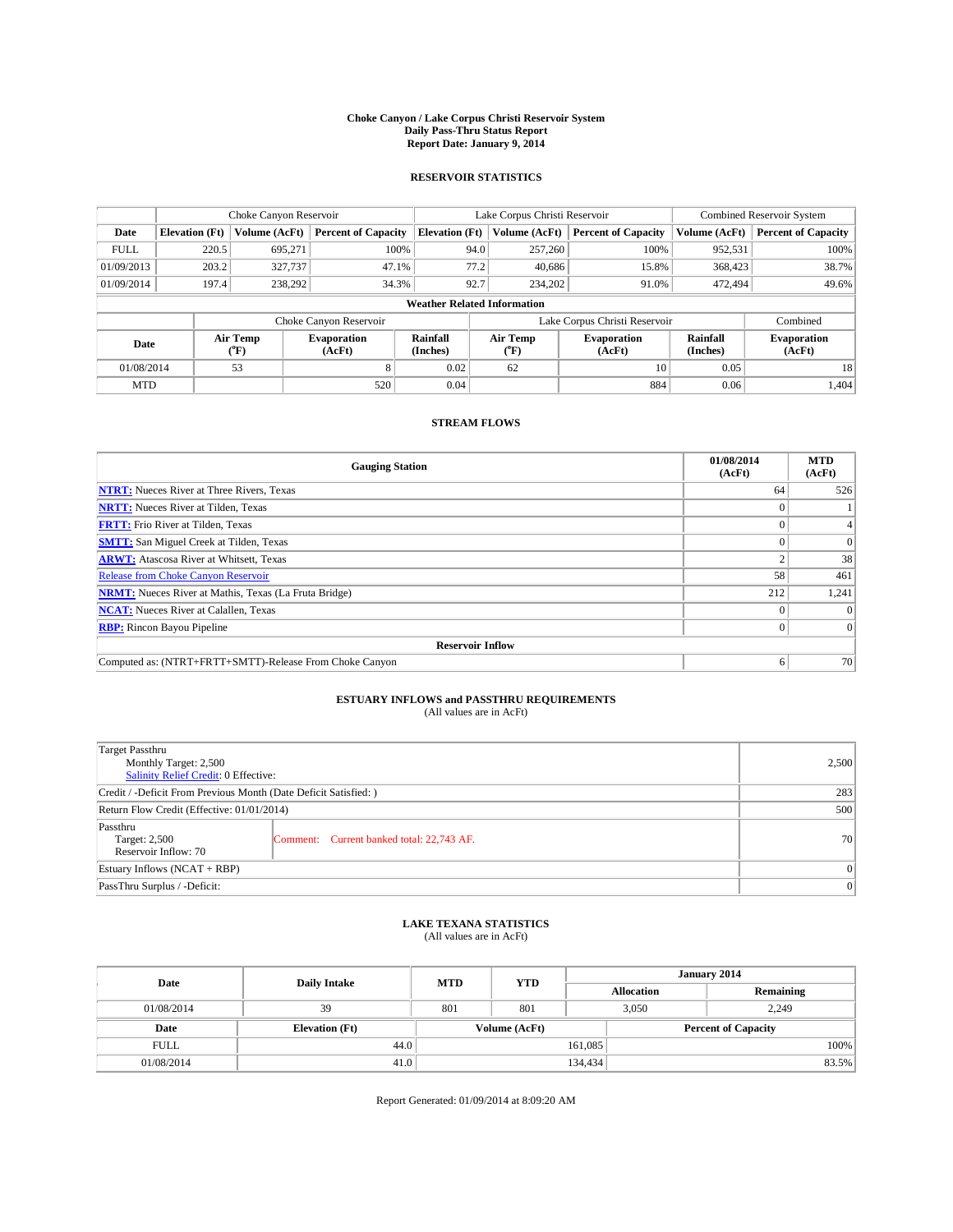# Choke Canyon / Lake Corpus Christi Reservoir System
## Daily Pass-Thru Status Report
## Report Date: January 9, 2014

### RESERVOIR STATISTICS

| | Choke Canyon Reservoir | | | Lake Corpus Christi Reservoir | | | Combined Reservoir System | |
|---|---|---|---|---|---|---|---|---|
| Date | Elevation (Ft) | Volume (AcFt) | Percent of Capacity | Elevation (Ft) | Volume (AcFt) | Percent of Capacity | Volume (AcFt) | Percent of Capacity |
| FULL | 220.5 | 695,271 | 100% | 94.0 | 257,260 | 100% | 952,531 | 100% |
| 01/09/2013 | 203.2 | 327,737 | 47.1% | 77.2 | 40,686 | 15.8% | 368,423 | 38.7% |
| 01/09/2014 | 197.4 | 238,292 | 34.3% | 92.7 | 234,202 | 91.0% | 472,494 | 49.6% |

**Weather Related Information**

| | Choke Canyon Reservoir | | | Lake Corpus Christi Reservoir | | | Combined |
|---|---|---|---|---|---|---|---|
| Date | Air Temp (°F) | Evaporation (AcFt) | Rainfall (Inches) | Air Temp (°F) | Evaporation (AcFt) | Rainfall (Inches) | Evaporation (AcFt) |
| 01/08/2014 | 53 | 8 | 0.02 | 62 | 10 | 0.05 | 18 |
| MTD | | 520 | 0.04 | | 884 | 0.06 | 1,404 |

### STREAM FLOWS

| Gauging Station | 01/08/2014 (AcFt) | MTD (AcFt) |
|---|---|---|
| NTRT: Nueces River at Three Rivers, Texas | 64 | 526 |
| NRTT: Nueces River at Tilden, Texas | 0 | 1 |
| FRTT: Frio River at Tilden, Texas | 0 | 4 |
| SMTT: San Miguel Creek at Tilden, Texas | 0 | 0 |
| ARWT: Atascosa River at Whitsett, Texas | 2 | 38 |
| Release from Choke Canyon Reservoir | 58 | 461 |
| NRMT: Nueces River at Mathis, Texas (La Fruta Bridge) | 212 | 1,241 |
| NCAT: Nueces River at Calallen, Texas | 0 | 0 |
| RBP: Rincon Bayou Pipeline | 0 | 0 |
| **Reservoir Inflow** | | |
| Computed as: (NTRT+FRTT+SMTT)-Release From Choke Canyon | 6 | 70 |

### ESTUARY INFLOWS and PASSTHRU REQUIREMENTS
(All values are in AcFt)

| | |
|---|---|
| Target Passthru<br>Monthly Target: 2,500<br>Salinity Relief Credit: 0 Effective: | 2,500 |
| Credit / -Deficit From Previous Month (Date Deficit Satisfied: ) | 283 |
| Return Flow Credit (Effective: 01/01/2014) | 500 |
| Passthru<br>Target: 2,500<br>Reservoir Inflow: 70<br>Comment: Current banked total: 22,743 AF. | 70 |
| Estuary Inflows (NCAT + RBP) | 0 |
| PassThru Surplus / -Deficit: | 0 |

### LAKE TEXANA STATISTICS
(All values are in AcFt)

| Date | Daily Intake | MTD | YTD | January 2014 Allocation | January 2014 Remaining |
|---|---|---|---|---|---|
| 01/08/2014 | 39 | 801 | 801 | 3,050 | 2,249 |

| Date | Elevation (Ft) | Volume (AcFt) | Percent of Capacity |
|---|---|---|---|
| FULL | 44.0 | 161,085 | 100% |
| 01/08/2014 | 41.0 | 134,434 | 83.5% |

Report Generated: 01/09/2014 at 8:09:20 AM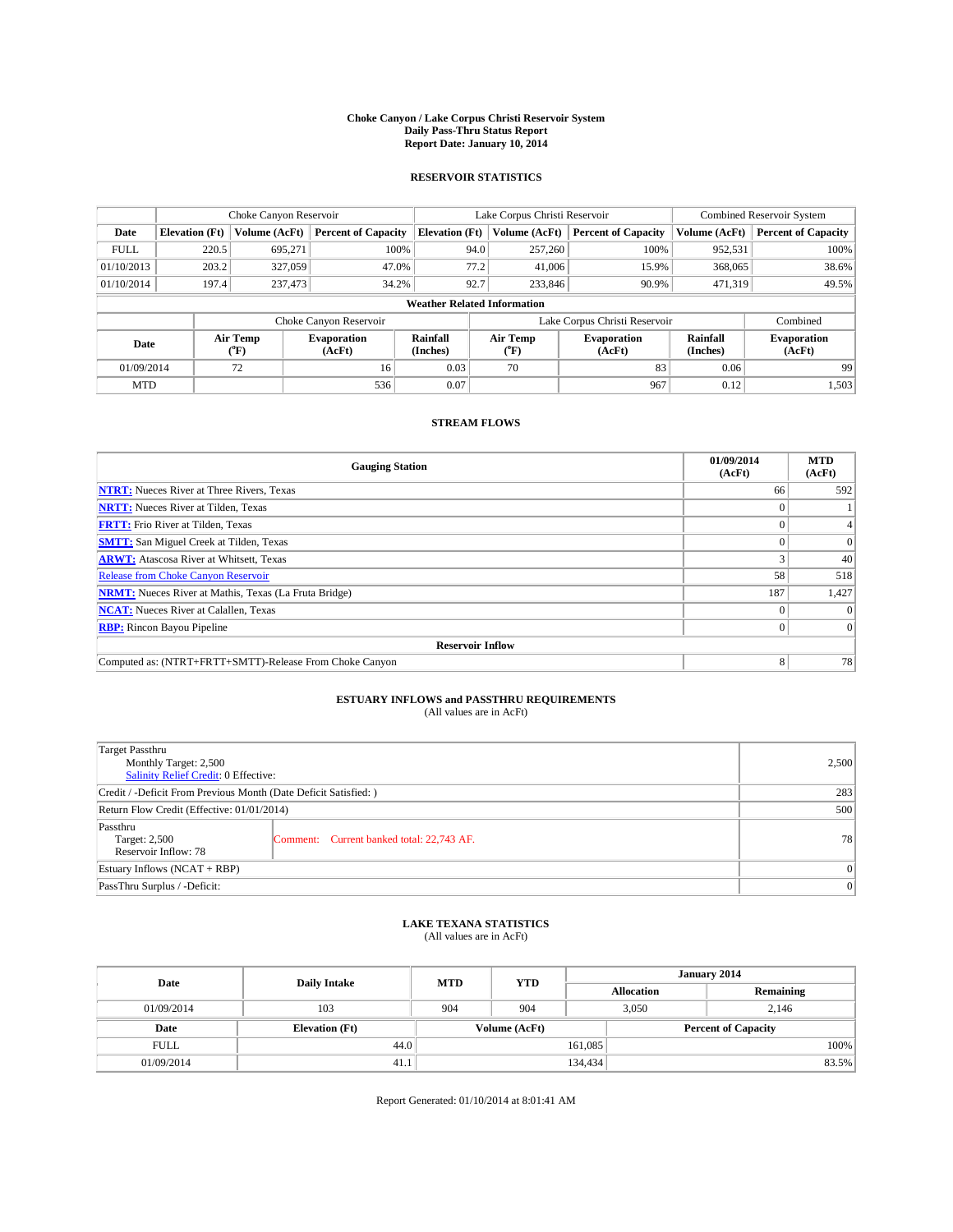# Choke Canyon / Lake Corpus Christi Reservoir System
## Daily Pass-Thru Status Report
## Report Date: January 10, 2014

### RESERVOIR STATISTICS

| | Choke Canyon Reservoir | | | Lake Corpus Christi Reservoir | | | Combined Reservoir System | |
|---|---|---|---|---|---|---|---|---|
| Date | Elevation (Ft) | Volume (AcFt) | Percent of Capacity | Elevation (Ft) | Volume (AcFt) | Percent of Capacity | Volume (AcFt) | Percent of Capacity |
| FULL | 220.5 | 695,271 | 100% | 94.0 | 257,260 | 100% | 952,531 | 100% |
| 01/10/2013 | 203.2 | 327,059 | 47.0% | 77.2 | 41,006 | 15.9% | 368,065 | 38.6% |
| 01/10/2014 | 197.4 | 237,473 | 34.2% | 92.7 | 233,846 | 90.9% | 471,319 | 49.5% |

**Weather Related Information**

| | Choke Canyon Reservoir | | | Lake Corpus Christi Reservoir | | | Combined |
|---|---|---|---|---|---|---|---|
| Date | Air Temp (°F) | Evaporation (AcFt) | Rainfall (Inches) | Air Temp (°F) | Evaporation (AcFt) | Rainfall (Inches) | Evaporation (AcFt) |
| 01/09/2014 | 72 | 16 | 0.03 | 70 | 83 | 0.06 | 99 |
| MTD | | 536 | 0.07 | | 967 | 0.12 | 1,503 |

### STREAM FLOWS

| Gauging Station | 01/09/2014 (AcFt) | MTD (AcFt) |
|---|---|---|
| **NTRT:** Nueces River at Three Rivers, Texas | 66 | 592 |
| **NRTT:** Nueces River at Tilden, Texas | 0 | 1 |
| **FRTT:** Frio River at Tilden, Texas | 0 | 4 |
| **SMTT:** San Miguel Creek at Tilden, Texas | 0 | 0 |
| **ARWT:** Atascosa River at Whitsett, Texas | 3 | 40 |
| Release from Choke Canyon Reservoir | 58 | 518 |
| **NRMT:** Nueces River at Mathis, Texas (La Fruta Bridge) | 187 | 1,427 |
| **NCAT:** Nueces River at Calallen, Texas | 0 | 0 |
| **RBP:** Rincon Bayou Pipeline | 0 | 0 |
| **Reservoir Inflow** | | |
| Computed as: (NTRT+FRTT+SMTT)-Release From Choke Canyon | 8 | 78 |

### ESTUARY INFLOWS and PASSTHRU REQUIREMENTS
(All values are in AcFt)

| | | |
|---|---|---|
| Target Passthru<br>Monthly Target: 2,500<br>Salinity Relief Credit: 0 Effective: | | 2,500 |
| Credit / -Deficit From Previous Month (Date Deficit Satisfied: ) | | 283 |
| Return Flow Credit (Effective: 01/01/2014) | | 500 |
| Passthru<br>Target: 2,500<br>Reservoir Inflow: 78 | Comment: Current banked total: 22,743 AF. | 78 |
| Estuary Inflows (NCAT + RBP) | | 0 |
| PassThru Surplus / -Deficit: | | 0 |

### LAKE TEXANA STATISTICS
(All values are in AcFt)

| Date | Daily Intake | MTD | YTD | January 2014 Allocation | January 2014 Remaining |
|---|---|---|---|---|---|
| 01/09/2014 | 103 | 904 | 904 | 3,050 | 2,146 |

| Date | Elevation (Ft) | Volume (AcFt) | Percent of Capacity |
|---|---|---|---|
| FULL | 44.0 | 161,085 | 100% |
| 01/09/2014 | 41.1 | 134,434 | 83.5% |

Report Generated: 01/10/2014 at 8:01:41 AM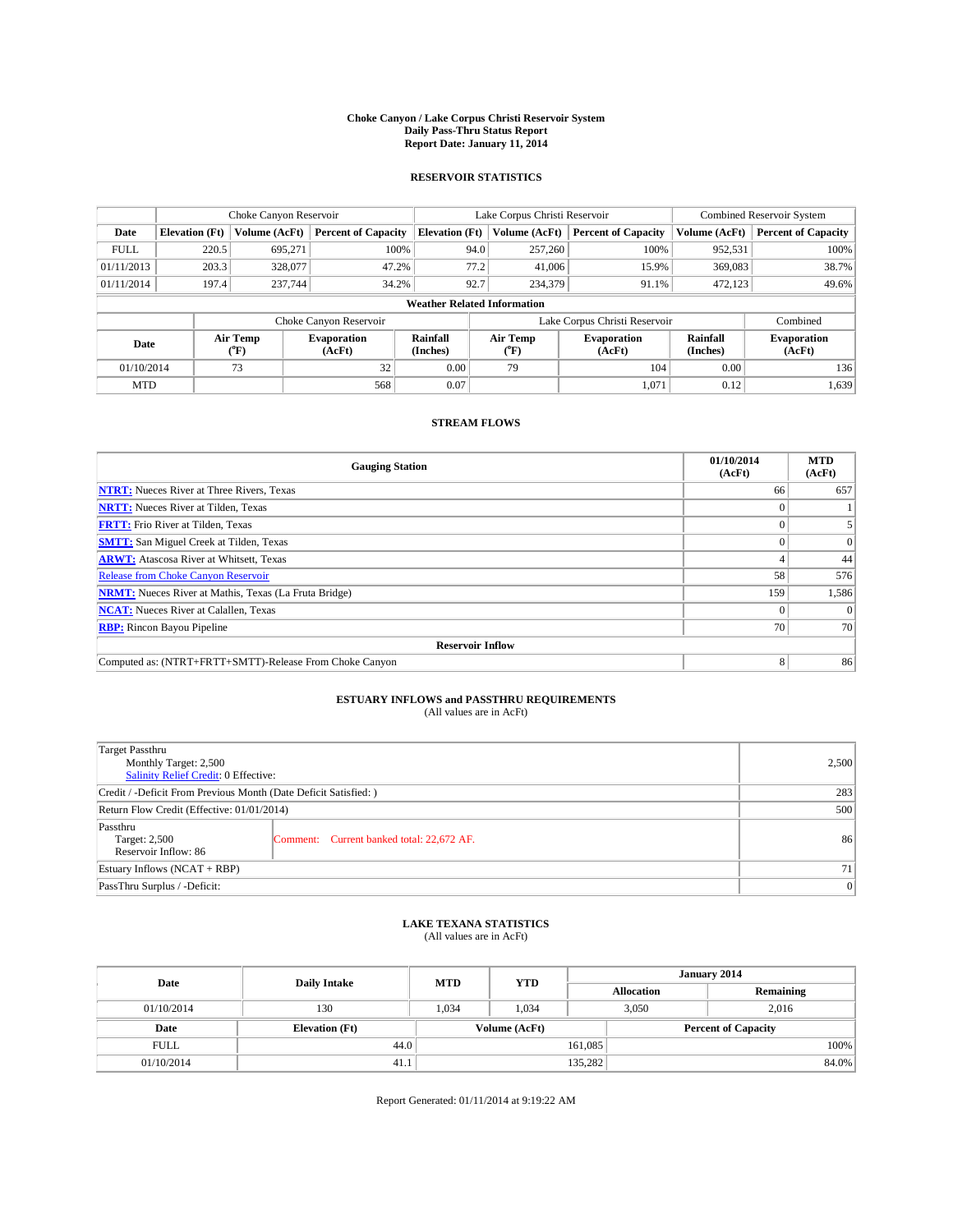# Choke Canyon / Lake Corpus Christi Reservoir System
## Daily Pass-Thru Status Report
## Report Date: January 11, 2014

### RESERVOIR STATISTICS

| | Choke Canyon Reservoir | | | Lake Corpus Christi Reservoir | | | Combined Reservoir System | |
|---|---|---|---|---|---|---|---|---|
| Date | Elevation (Ft) | Volume (AcFt) | Percent of Capacity | Elevation (Ft) | Volume (AcFt) | Percent of Capacity | Volume (AcFt) | Percent of Capacity |
| FULL | 220.5 | 695,271 | 100% | 94.0 | 257,260 | 100% | 952,531 | 100% |
| 01/11/2013 | 203.3 | 328,077 | 47.2% | 77.2 | 41,006 | 15.9% | 369,083 | 38.7% |
| 01/11/2014 | 197.4 | 237,744 | 34.2% | 92.7 | 234,379 | 91.1% | 472,123 | 49.6% |

**Weather Related Information**

| | Choke Canyon Reservoir | | | Lake Corpus Christi Reservoir | | | Combined |
|---|---|---|---|---|---|---|---|
| Date | Air Temp (°F) | Evaporation (AcFt) | Rainfall (Inches) | Air Temp (°F) | Evaporation (AcFt) | Rainfall (Inches) | Evaporation (AcFt) |
| 01/10/2014 | 73 | 32 | 0.00 | 79 | 104 | 0.00 | 136 |
| MTD | | 568 | 0.07 | | 1,071 | 0.12 | 1,639 |

### STREAM FLOWS

| Gauging Station | 01/10/2014 (AcFt) | MTD (AcFt) |
|---|---|---|
| NTRT: Nueces River at Three Rivers, Texas | 66 | 657 |
| NRTT: Nueces River at Tilden, Texas | 0 | 1 |
| FRTT: Frio River at Tilden, Texas | 0 | 5 |
| SMTT: San Miguel Creek at Tilden, Texas | 0 | 0 |
| ARWT: Atascosa River at Whitsett, Texas | 4 | 44 |
| Release from Choke Canyon Reservoir | 58 | 576 |
| NRMT: Nueces River at Mathis, Texas (La Fruta Bridge) | 159 | 1,586 |
| NCAT: Nueces River at Calallen, Texas | 0 | 0 |
| RBP: Rincon Bayou Pipeline | 70 | 70 |
| **Reservoir Inflow** | | |
| Computed as: (NTRT+FRTT+SMTT)-Release From Choke Canyon | 8 | 86 |

### ESTUARY INFLOWS and PASSTHRU REQUIREMENTS
(All values are in AcFt)

| | | |
|---|---|---|
| Target Passthru<br>Monthly Target: 2,500<br>Salinity Relief Credit: 0 Effective: | | 2,500 |
| Credit / -Deficit From Previous Month (Date Deficit Satisfied: ) | | 283 |
| Return Flow Credit (Effective: 01/01/2014) | | 500 |
| Passthru<br>Target: 2,500<br>Reservoir Inflow: 86 | Comment: Current banked total: 22,672 AF. | 86 |
| Estuary Inflows (NCAT + RBP) | | 71 |
| PassThru Surplus / -Deficit: | | 0 |

### LAKE TEXANA STATISTICS
(All values are in AcFt)

| Date | Daily Intake | MTD | YTD | January 2014 Allocation | January 2014 Remaining |
|---|---|---|---|---|---|
| 01/10/2014 | 130 | 1,034 | 1,034 | 3,050 | 2,016 |

| Date | Elevation (Ft) | Volume (AcFt) | Percent of Capacity |
|---|---|---|---|
| FULL | 44.0 | 161,085 | 100% |
| 01/10/2014 | 41.1 | 135,282 | 84.0% |

Report Generated: 01/11/2014 at 9:19:22 AM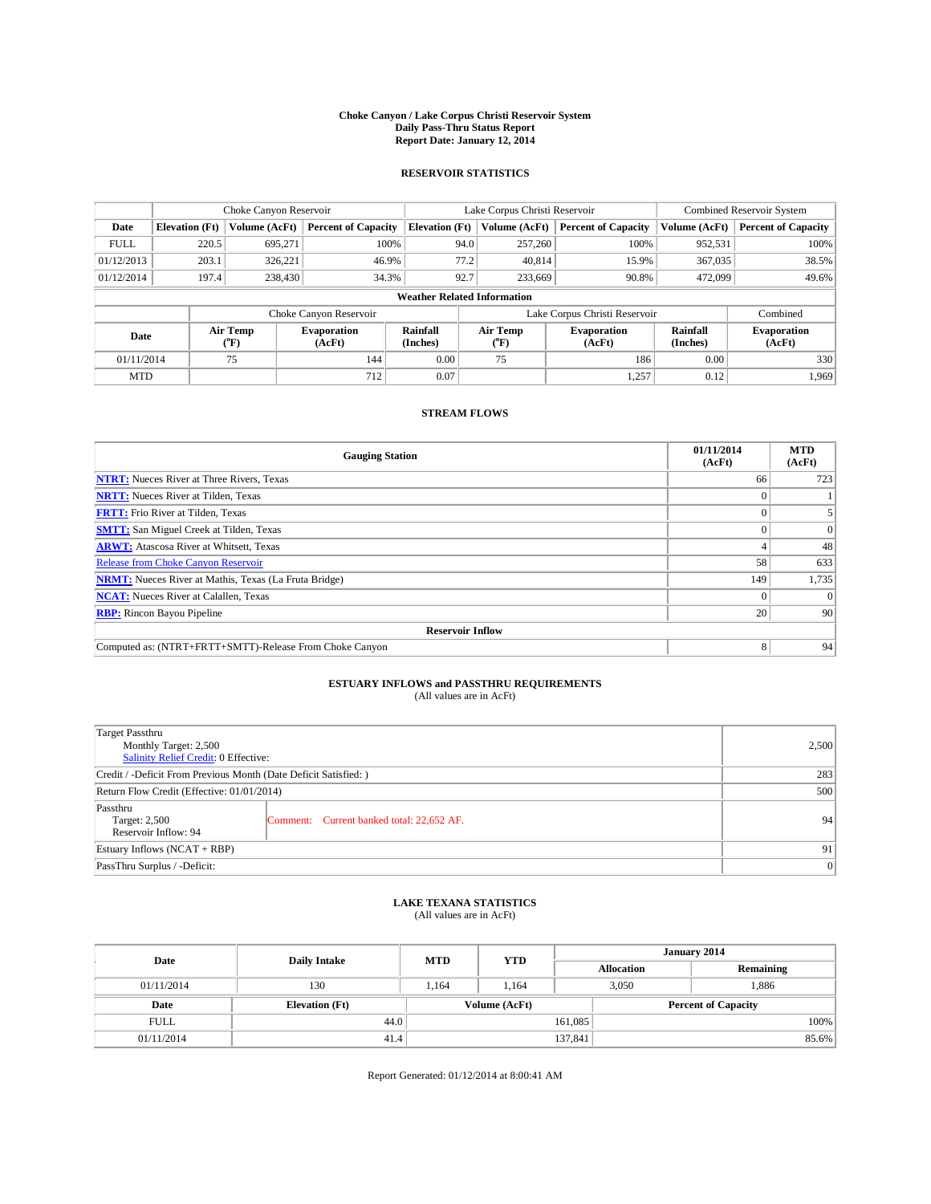# Choke Canyon / Lake Corpus Christi Reservoir System
## Daily Pass-Thru Status Report
## Report Date: January 12, 2014

### RESERVOIR STATISTICS

| | Choke Canyon Reservoir | | | Lake Corpus Christi Reservoir | | | Combined Reservoir System | |
|---|---|---|---|---|---|---|---|---|
| Date | Elevation (Ft) | Volume (AcFt) | Percent of Capacity | Elevation (Ft) | Volume (AcFt) | Percent of Capacity | Volume (AcFt) | Percent of Capacity |
| FULL | 220.5 | 695,271 | 100% | 94.0 | 257,260 | 100% | 952,531 | 100% |
| 01/12/2013 | 203.1 | 326,221 | 46.9% | 77.2 | 40,814 | 15.9% | 367,035 | 38.5% |
| 01/12/2014 | 197.4 | 238,430 | 34.3% | 92.7 | 233,669 | 90.8% | 472,099 | 49.6% |

**Weather Related Information**

| | Choke Canyon Reservoir | | | Lake Corpus Christi Reservoir | | | Combined |
|---|---|---|---|---|---|---|---|
| Date | Air Temp (°F) | Evaporation (AcFt) | Rainfall (Inches) | Air Temp (°F) | Evaporation (AcFt) | Rainfall (Inches) | Evaporation (AcFt) |
| 01/11/2014 | 75 | 144 | 0.00 | 75 | 186 | 0.00 | 330 |
| MTD | | 712 | 0.07 | | 1,257 | 0.12 | 1,969 |

### STREAM FLOWS

| Gauging Station | 01/11/2014 (AcFt) | MTD (AcFt) |
|---|---|---|
| NTRT: Nueces River at Three Rivers, Texas | 66 | 723 |
| NRTT: Nueces River at Tilden, Texas | 0 | 1 |
| FRTT: Frio River at Tilden, Texas | 0 | 5 |
| SMTT: San Miguel Creek at Tilden, Texas | 0 | 0 |
| ARWT: Atascosa River at Whitsett, Texas | 4 | 48 |
| Release from Choke Canyon Reservoir | 58 | 633 |
| NRMT: Nueces River at Mathis, Texas (La Fruta Bridge) | 149 | 1,735 |
| NCAT: Nueces River at Calallen, Texas | 0 | 0 |
| RBP: Rincon Bayou Pipeline | 20 | 90 |
| **Reservoir Inflow** | | |
| Computed as: (NTRT+FRTT+SMTT)-Release From Choke Canyon | 8 | 94 |

### ESTUARY INFLOWS and PASSTHRU REQUIREMENTS
(All values are in AcFt)

| | | |
|---|---|---|
| Target Passthru<br>Monthly Target: 2,500<br>Salinity Relief Credit: 0 Effective: | | 2,500 |
| Credit / -Deficit From Previous Month (Date Deficit Satisfied: ) | | 283 |
| Return Flow Credit (Effective: 01/01/2014) | | 500 |
| Passthru<br>Target: 2,500<br>Reservoir Inflow: 94 | Comment: Current banked total: 22,652 AF. | 94 |
| Estuary Inflows (NCAT + RBP) | | 91 |
| PassThru Surplus / -Deficit: | | 0 |

### LAKE TEXANA STATISTICS
(All values are in AcFt)

| Date | Daily Intake | MTD | YTD | January 2014 Allocation | January 2014 Remaining |
|---|---|---|---|---|---|
| 01/11/2014 | 130 | 1,164 | 1,164 | 3,050 | 1,886 |

| Date | Elevation (Ft) | Volume (AcFt) | Percent of Capacity |
|---|---|---|---|
| FULL | 44.0 | 161,085 | 100% |
| 01/11/2014 | 41.4 | 137,841 | 85.6% |

Report Generated: 01/12/2014 at 8:00:41 AM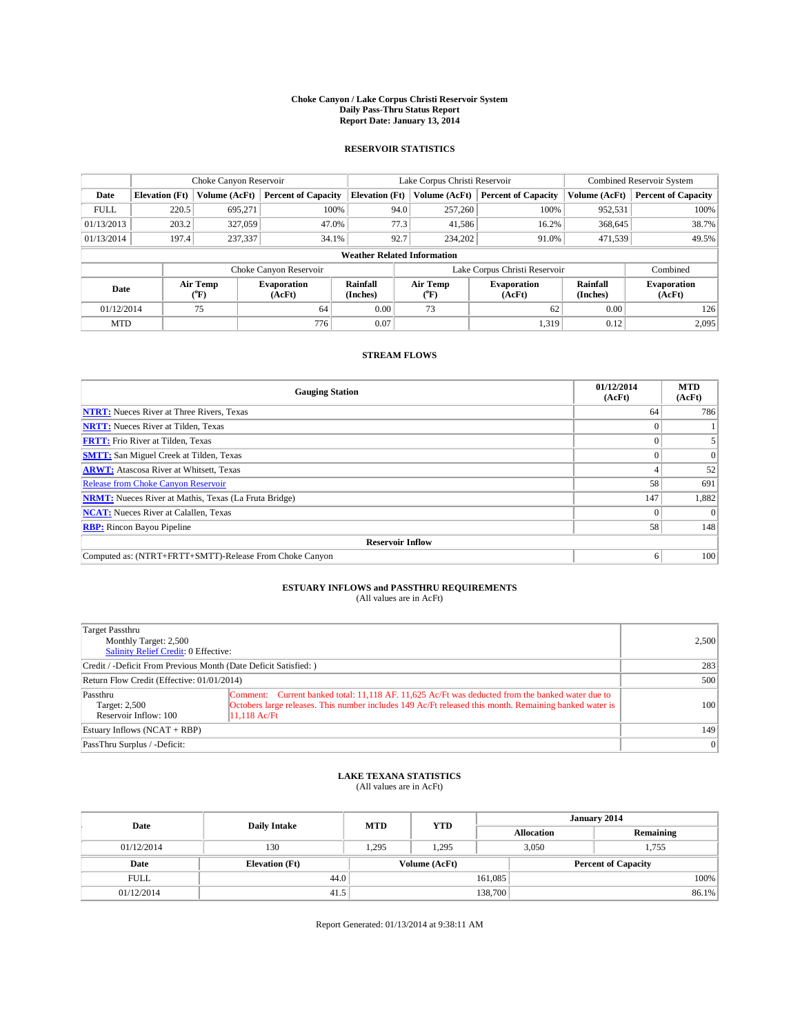# Choke Canyon / Lake Corpus Christi Reservoir System
## Daily Pass-Thru Status Report
## Report Date: January 13, 2014

### RESERVOIR STATISTICS

| | Choke Canyon Reservoir | | | Lake Corpus Christi Reservoir | | | Combined Reservoir System | |
|---|---|---|---|---|---|---|---|---|
| Date | Elevation (Ft) | Volume (AcFt) | Percent of Capacity | Elevation (Ft) | Volume (AcFt) | Percent of Capacity | Volume (AcFt) | Percent of Capacity |
| FULL | 220.5 | 695,271 | 100% | 94.0 | 257,260 | 100% | 952,531 | 100% |
| 01/13/2013 | 203.2 | 327,059 | 47.0% | 77.3 | 41,586 | 16.2% | 368,645 | 38.7% |
| 01/13/2014 | 197.4 | 237,337 | 34.1% | 92.7 | 234,202 | 91.0% | 471,539 | 49.5% |

**Weather Related Information**

| | Choke Canyon Reservoir | | | Lake Corpus Christi Reservoir | | | Combined |
|---|---|---|---|---|---|---|---|
| Date | Air Temp (°F) | Evaporation (AcFt) | Rainfall (Inches) | Air Temp (°F) | Evaporation (AcFt) | Rainfall (Inches) | Evaporation (AcFt) |
| 01/12/2014 | 75 | 64 | 0.00 | 73 | 62 | 0.00 | 126 |
| MTD | | 776 | 0.07 | | 1,319 | 0.12 | 2,095 |

### STREAM FLOWS

| Gauging Station | 01/12/2014 (AcFt) | MTD (AcFt) |
|---|---|---|
| **NTRT:** Nueces River at Three Rivers, Texas | 64 | 786 |
| **NRTT:** Nueces River at Tilden, Texas | 0 | 1 |
| **FRTT:** Frio River at Tilden, Texas | 0 | 5 |
| **SMTT:** San Miguel Creek at Tilden, Texas | 0 | 0 |
| **ARWT:** Atascosa River at Whitsett, Texas | 4 | 52 |
| Release from Choke Canyon Reservoir | 58 | 691 |
| **NRMT:** Nueces River at Mathis, Texas (La Fruta Bridge) | 147 | 1,882 |
| **NCAT:** Nueces River at Calallen, Texas | 0 | 0 |
| **RBP:** Rincon Bayou Pipeline | 58 | 148 |
| **Reservoir Inflow** | | |
| Computed as: (NTRT+FRTT+SMTT)-Release From Choke Canyon | 6 | 100 |

### ESTUARY INFLOWS and PASSTHRU REQUIREMENTS
(All values are in AcFt)

| | | |
|---|---|---|
| Target Passthru<br>Monthly Target: 2,500<br>Salinity Relief Credit: 0 Effective: | | 2,500 |
| Credit / -Deficit From Previous Month (Date Deficit Satisfied: ) | | 283 |
| Return Flow Credit (Effective: 01/01/2014) | | 500 |
| Passthru<br>Target: 2,500<br>Reservoir Inflow: 100 | Comment: Current banked total: 11,118 AF. 11,625 Ac/Ft was deducted from the banked water due to Octobers large releases. This number includes 149 Ac/Ft released this month. Remaining banked water is 11,118 Ac/Ft | 100 |
| Estuary Inflows (NCAT + RBP) | | 149 |
| PassThru Surplus / -Deficit: | | 0 |

### LAKE TEXANA STATISTICS
(All values are in AcFt)

| Date | Daily Intake | MTD | YTD | January 2014 Allocation | January 2014 Remaining |
|---|---|---|---|---|---|
| 01/12/2014 | 130 | 1,295 | 1,295 | 3,050 | 1,755 |

| Date | Elevation (Ft) | Volume (AcFt) | Percent of Capacity |
|---|---|---|---|
| FULL | 44.0 | 161,085 | 100% |
| 01/12/2014 | 41.5 | 138,700 | 86.1% |

Report Generated: 01/13/2014 at 9:38:11 AM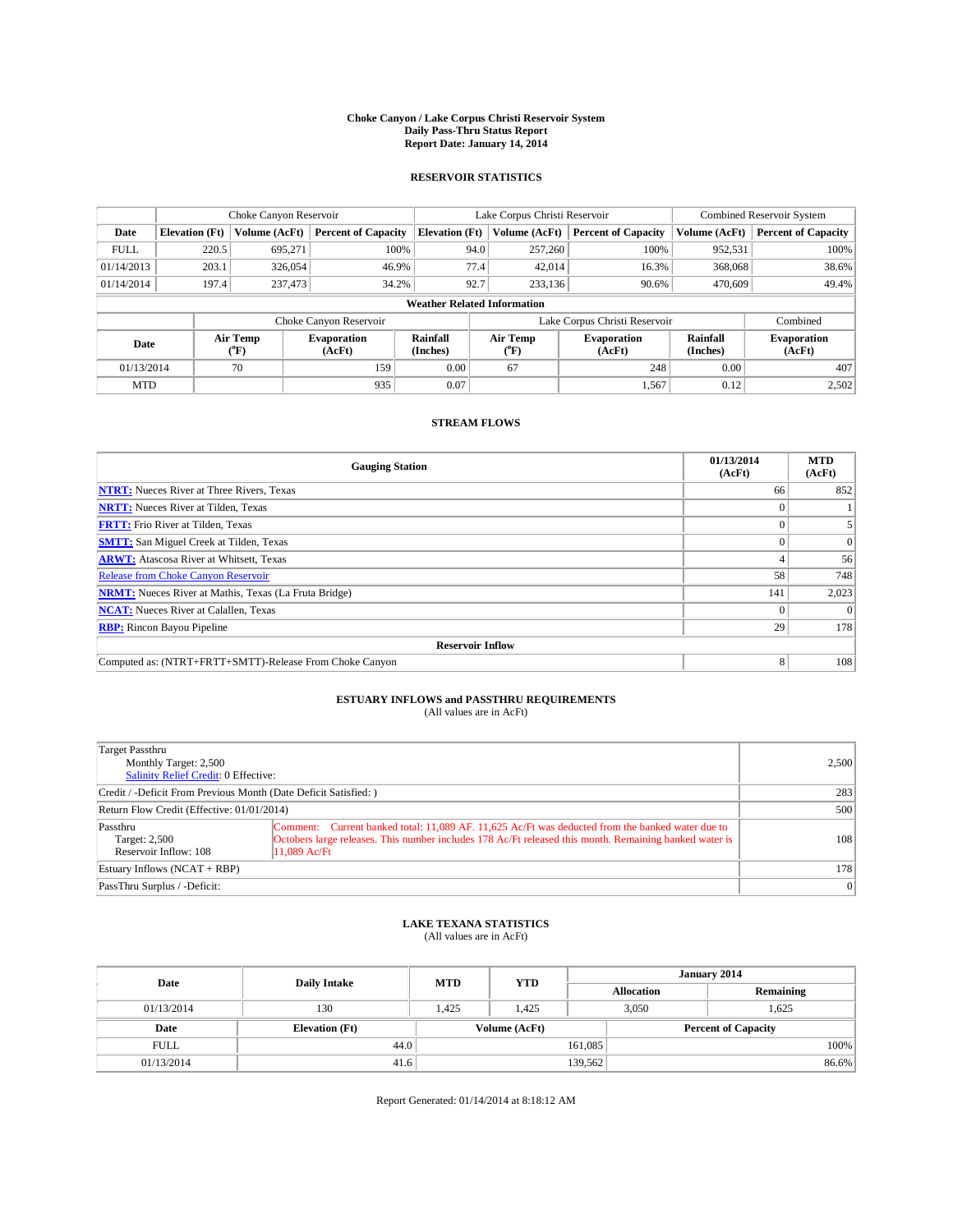# Choke Canyon / Lake Corpus Christi Reservoir System
## Daily Pass-Thru Status Report
## Report Date: January 14, 2014

### RESERVOIR STATISTICS

| | Choke Canyon Reservoir | | | Lake Corpus Christi Reservoir | | | Combined Reservoir System | |
|---|---|---|---|---|---|---|---|---|
| Date | Elevation (Ft) | Volume (AcFt) | Percent of Capacity | Elevation (Ft) | Volume (AcFt) | Percent of Capacity | Volume (AcFt) | Percent of Capacity |
| FULL | 220.5 | 695,271 | 100% | 94.0 | 257,260 | 100% | 952,531 | 100% |
| 01/14/2013 | 203.1 | 326,054 | 46.9% | 77.4 | 42,014 | 16.3% | 368,068 | 38.6% |
| 01/14/2014 | 197.4 | 237,473 | 34.2% | 92.7 | 233,136 | 90.6% | 470,609 | 49.4% |

**Weather Related Information**

| | Choke Canyon Reservoir | | | Lake Corpus Christi Reservoir | | | Combined |
|---|---|---|---|---|---|---|---|
| Date | Air Temp (°F) | Evaporation (AcFt) | Rainfall (Inches) | Air Temp (°F) | Evaporation (AcFt) | Rainfall (Inches) | Evaporation (AcFt) |
| 01/13/2014 | 70 | 159 | 0.00 | 67 | 248 | 0.00 | 407 |
| MTD | | 935 | 0.07 | | 1,567 | 0.12 | 2,502 |

### STREAM FLOWS

| Gauging Station | 01/13/2014 (AcFt) | MTD (AcFt) |
|---|---|---|
| NTRT: Nueces River at Three Rivers, Texas | 66 | 852 |
| NRTT: Nueces River at Tilden, Texas | 0 | 1 |
| FRTT: Frio River at Tilden, Texas | 0 | 5 |
| SMTT: San Miguel Creek at Tilden, Texas | 0 | 0 |
| ARWT: Atascosa River at Whitsett, Texas | 4 | 56 |
| Release from Choke Canyon Reservoir | 58 | 748 |
| NRMT: Nueces River at Mathis, Texas (La Fruta Bridge) | 141 | 2,023 |
| NCAT: Nueces River at Calallen, Texas | 0 | 0 |
| RBP: Rincon Bayou Pipeline | 29 | 178 |
| **Reservoir Inflow** | | |
| Computed as: (NTRT+FRTT+SMTT)-Release From Choke Canyon | 8 | 108 |

### ESTUARY INFLOWS and PASSTHRU REQUIREMENTS
(All values are in AcFt)

| | | |
|---|---|---|
| Target Passthru<br>Monthly Target: 2,500<br>Salinity Relief Credit: 0 Effective: | | 2,500 |
| Credit / -Deficit From Previous Month (Date Deficit Satisfied: ) | | 283 |
| Return Flow Credit (Effective: 01/01/2014) | | 500 |
| Passthru<br>Target: 2,500<br>Reservoir Inflow: 108 | Comment: Current banked total: 11,089 AF. 11,625 Ac/Ft was deducted from the banked water due to Octobers large releases. This number includes 178 Ac/Ft released this month. Remaining banked water is 11,089 Ac/Ft | 108 |
| Estuary Inflows (NCAT + RBP) | | 178 |
| PassThru Surplus / -Deficit: | | 0 |

### LAKE TEXANA STATISTICS
(All values are in AcFt)

| Date | Daily Intake | MTD | YTD | January 2014 Allocation | January 2014 Remaining |
|---|---|---|---|---|---|
| 01/13/2014 | 130 | 1,425 | 1,425 | 3,050 | 1,625 |

| Date | Elevation (Ft) | Volume (AcFt) | Percent of Capacity |
|---|---|---|---|
| FULL | 44.0 | 161,085 | 100% |
| 01/13/2014 | 41.6 | 139,562 | 86.6% |

Report Generated: 01/14/2014 at 8:18:12 AM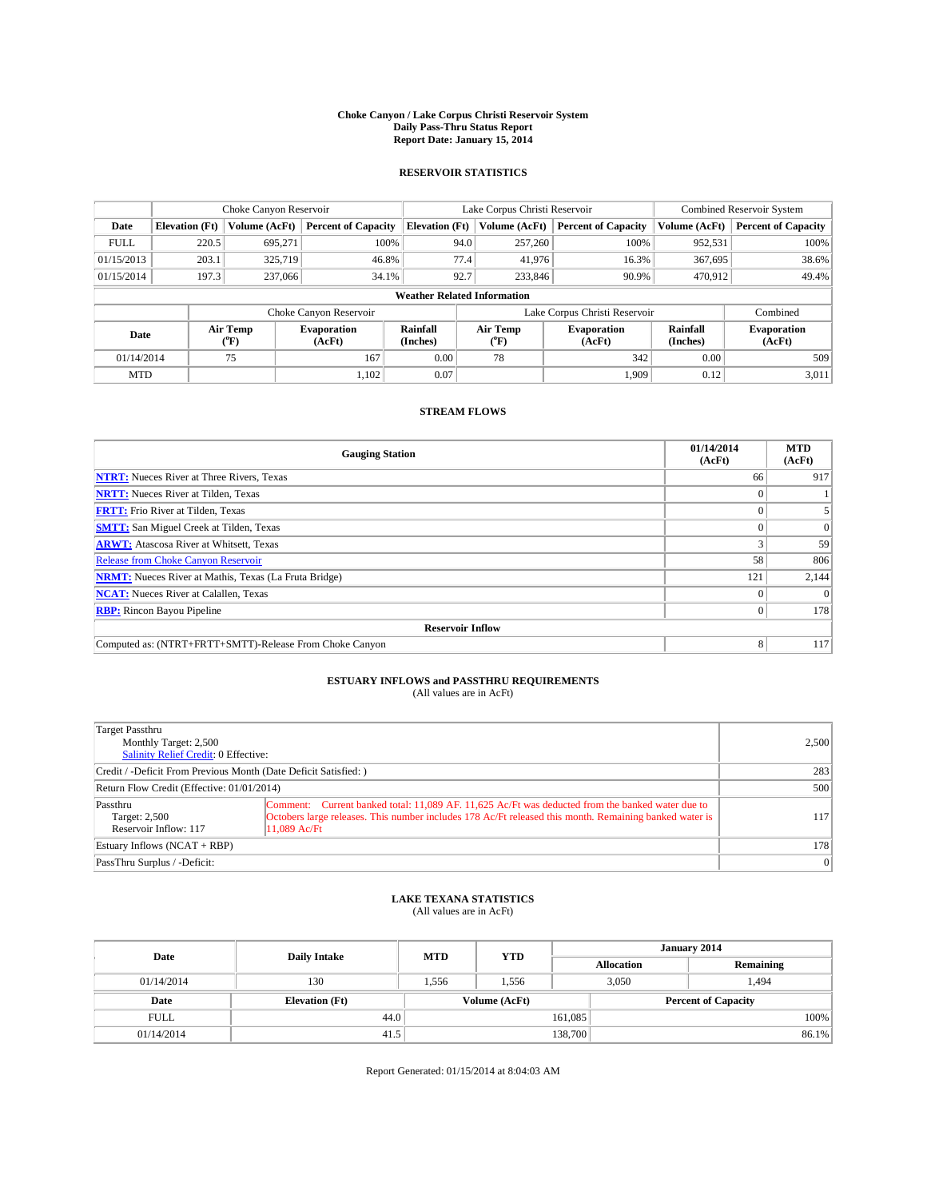# Choke Canyon / Lake Corpus Christi Reservoir System
## Daily Pass-Thru Status Report
## Report Date: January 15, 2014

### RESERVOIR STATISTICS

| | Choke Canyon Reservoir | | | Lake Corpus Christi Reservoir | | | Combined Reservoir System | |
|---|---|---|---|---|---|---|---|---|
| Date | Elevation (Ft) | Volume (AcFt) | Percent of Capacity | Elevation (Ft) | Volume (AcFt) | Percent of Capacity | Volume (AcFt) | Percent of Capacity |
| FULL | 220.5 | 695,271 | 100% | 94.0 | 257,260 | 100% | 952,531 | 100% |
| 01/15/2013 | 203.1 | 325,719 | 46.8% | 77.4 | 41,976 | 16.3% | 367,695 | 38.6% |
| 01/15/2014 | 197.3 | 237,066 | 34.1% | 92.7 | 233,846 | 90.9% | 470,912 | 49.4% |

**Weather Related Information**

| | Choke Canyon Reservoir | | | Lake Corpus Christi Reservoir | | | Combined |
|---|---|---|---|---|---|---|---|
| Date | Air Temp (°F) | Evaporation (AcFt) | Rainfall (Inches) | Air Temp (°F) | Evaporation (AcFt) | Rainfall (Inches) | Evaporation (AcFt) |
| 01/14/2014 | 75 | 167 | 0.00 | 78 | 342 | 0.00 | 509 |
| MTD | | 1,102 | 0.07 | | 1,909 | 0.12 | 3,011 |

### STREAM FLOWS

| Gauging Station | 01/14/2014 (AcFt) | MTD (AcFt) |
|---|---|---|
| NTRT: Nueces River at Three Rivers, Texas | 66 | 917 |
| NRTT: Nueces River at Tilden, Texas | 0 | 1 |
| FRTT: Frio River at Tilden, Texas | 0 | 5 |
| SMTT: San Miguel Creek at Tilden, Texas | 0 | 0 |
| ARWT: Atascosa River at Whitsett, Texas | 3 | 59 |
| Release from Choke Canyon Reservoir | 58 | 806 |
| NRMT: Nueces River at Mathis, Texas (La Fruta Bridge) | 121 | 2,144 |
| NCAT: Nueces River at Calallen, Texas | 0 | 0 |
| RBP: Rincon Bayou Pipeline | 0 | 178 |
| **Reservoir Inflow** | | |
| Computed as: (NTRT+FRTT+SMTT)-Release From Choke Canyon | 8 | 117 |

### ESTUARY INFLOWS and PASSTHRU REQUIREMENTS
(All values are in AcFt)

| | | |
|---|---|---|
| Target Passthru<br>Monthly Target: 2,500<br>Salinity Relief Credit: 0 Effective: | | 2,500 |
| Credit / -Deficit From Previous Month (Date Deficit Satisfied: ) | | 283 |
| Return Flow Credit (Effective: 01/01/2014) | | 500 |
| Passthru<br>Target: 2,500<br>Reservoir Inflow: 117 | Comment: Current banked total: 11,089 AF. 11,625 Ac/Ft was deducted from the banked water due to Octobers large releases. This number includes 178 Ac/Ft released this month. Remaining banked water is 11,089 Ac/Ft | 117 |
| Estuary Inflows (NCAT + RBP) | | 178 |
| PassThru Surplus / -Deficit: | | 0 |

### LAKE TEXANA STATISTICS
(All values are in AcFt)

| Date | Daily Intake | MTD | YTD | January 2014 Allocation | January 2014 Remaining |
|---|---|---|---|---|---|
| 01/14/2014 | 130 | 1,556 | 1,556 | 3,050 | 1,494 |

| Date | Elevation (Ft) | Volume (AcFt) | Percent of Capacity |
|---|---|---|---|
| FULL | 44.0 | 161,085 | 100% |
| 01/14/2014 | 41.5 | 138,700 | 86.1% |

Report Generated: 01/15/2014 at 8:04:03 AM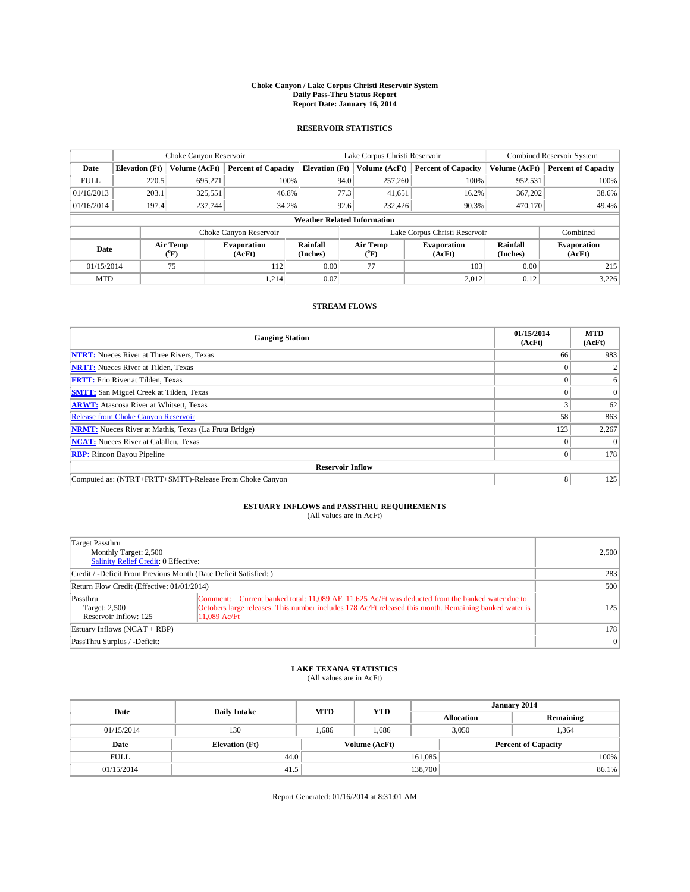# Choke Canyon / Lake Corpus Christi Reservoir System
## Daily Pass-Thru Status Report
### Report Date: January 16, 2014

## RESERVOIR STATISTICS

| | Choke Canyon Reservoir | | | Lake Corpus Christi Reservoir | | | Combined Reservoir System | |
|---|---|---|---|---|---|---|---|---|
| Date | Elevation (Ft) | Volume (AcFt) | Percent of Capacity | Elevation (Ft) | Volume (AcFt) | Percent of Capacity | Volume (AcFt) | Percent of Capacity |
| FULL | 220.5 | 695,271 | 100% | 94.0 | 257,260 | 100% | 952,531 | 100% |
| 01/16/2013 | 203.1 | 325,551 | 46.8% | 77.3 | 41,651 | 16.2% | 367,202 | 38.6% |
| 01/16/2014 | 197.4 | 237,744 | 34.2% | 92.6 | 232,426 | 90.3% | 470,170 | 49.4% |

**Weather Related Information**

| | Choke Canyon Reservoir | | | Lake Corpus Christi Reservoir | | | Combined |
|---|---|---|---|---|---|---|---|
| Date | Air Temp (°F) | Evaporation (AcFt) | Rainfall (Inches) | Air Temp (°F) | Evaporation (AcFt) | Rainfall (Inches) | Evaporation (AcFt) |
| 01/15/2014 | 75 | 112 | 0.00 | 77 | 103 | 0.00 | 215 |
| MTD | | 1,214 | 0.07 | | 2,012 | 0.12 | 3,226 |

## STREAM FLOWS

| Gauging Station | 01/15/2014 (AcFt) | MTD (AcFt) |
|---|---|---|
| **NTRT:** Nueces River at Three Rivers, Texas | 66 | 983 |
| **NRTT:** Nueces River at Tilden, Texas | 0 | 2 |
| **FRTT:** Frio River at Tilden, Texas | 0 | 6 |
| **SMTT:** San Miguel Creek at Tilden, Texas | 0 | 0 |
| **ARWT:** Atascosa River at Whitsett, Texas | 3 | 62 |
| Release from Choke Canyon Reservoir | 58 | 863 |
| **NRMT:** Nueces River at Mathis, Texas (La Fruta Bridge) | 123 | 2,267 |
| **NCAT:** Nueces River at Calallen, Texas | 0 | 0 |
| **RBP:** Rincon Bayou Pipeline | 0 | 178 |
| **Reservoir Inflow** | | |
| Computed as: (NTRT+FRTT+SMTT)-Release From Choke Canyon | 8 | 125 |

## ESTUARY INFLOWS and PASSTHRU REQUIREMENTS
(All values are in AcFt)

| | | |
|---|---|---|
| Target Passthru<br>Monthly Target: 2,500<br>Salinity Relief Credit: 0 Effective: | | 2,500 |
| Credit / -Deficit From Previous Month (Date Deficit Satisfied: ) | | 283 |
| Return Flow Credit (Effective: 01/01/2014) | | 500 |
| Passthru<br>Target: 2,500<br>Reservoir Inflow: 125 | Comment: Current banked total: 11,089 AF. 11,625 Ac/Ft was deducted from the banked water due to Octobers large releases. This number includes 178 Ac/Ft released this month. Remaining banked water is 11,089 Ac/Ft | 125 |
| Estuary Inflows (NCAT + RBP) | | 178 |
| PassThru Surplus / -Deficit: | | 0 |

## LAKE TEXANA STATISTICS
(All values are in AcFt)

| Date | Daily Intake | MTD | YTD | January 2014 Allocation | January 2014 Remaining |
|---|---|---|---|---|---|
| 01/15/2014 | 130 | 1,686 | 1,686 | 3,050 | 1,364 |

| Date | Elevation (Ft) | Volume (AcFt) | Percent of Capacity |
|---|---|---|---|
| FULL | 44.0 | 161,085 | 100% |
| 01/15/2014 | 41.5 | 138,700 | 86.1% |

Report Generated: 01/16/2014 at 8:31:01 AM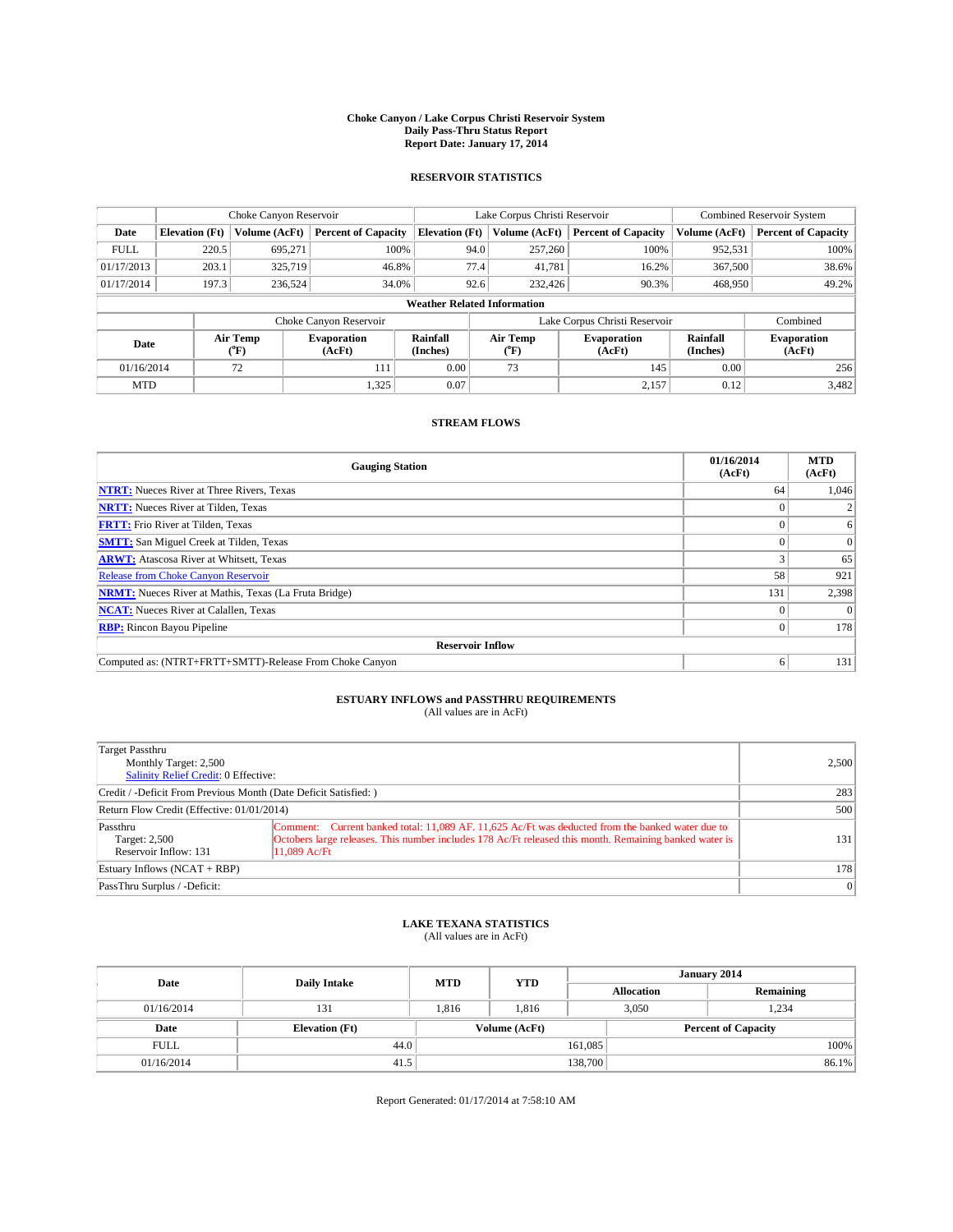# Choke Canyon / Lake Corpus Christi Reservoir System
## Daily Pass-Thru Status Report
## Report Date: January 17, 2014

### RESERVOIR STATISTICS

| | Choke Canyon Reservoir | | | Lake Corpus Christi Reservoir | | | Combined Reservoir System | |
|---|---|---|---|---|---|---|---|---|
| Date | Elevation (Ft) | Volume (AcFt) | Percent of Capacity | Elevation (Ft) | Volume (AcFt) | Percent of Capacity | Volume (AcFt) | Percent of Capacity |
| FULL | 220.5 | 695,271 | 100% | 94.0 | 257,260 | 100% | 952,531 | 100% |
| 01/17/2013 | 203.1 | 325,719 | 46.8% | 77.4 | 41,781 | 16.2% | 367,500 | 38.6% |
| 01/17/2014 | 197.3 | 236,524 | 34.0% | 92.6 | 232,426 | 90.3% | 468,950 | 49.2% |

**Weather Related Information**

| | Choke Canyon Reservoir | | | Lake Corpus Christi Reservoir | | | Combined |
|---|---|---|---|---|---|---|---|
| Date | Air Temp (°F) | Evaporation (AcFt) | Rainfall (Inches) | Air Temp (°F) | Evaporation (AcFt) | Rainfall (Inches) | Evaporation (AcFt) |
| 01/16/2014 | 72 | 111 | 0.00 | 73 | 145 | 0.00 | 256 |
| MTD | | 1,325 | 0.07 | | 2,157 | 0.12 | 3,482 |

### STREAM FLOWS

| Gauging Station | 01/16/2014 (AcFt) | MTD (AcFt) |
|---|---|---|
| **NTRT:** Nueces River at Three Rivers, Texas | 64 | 1,046 |
| **NRTT:** Nueces River at Tilden, Texas | 0 | 2 |
| **FRTT:** Frio River at Tilden, Texas | 0 | 6 |
| **SMTT:** San Miguel Creek at Tilden, Texas | 0 | 0 |
| **ARWT:** Atascosa River at Whitsett, Texas | 3 | 65 |
| Release from Choke Canyon Reservoir | 58 | 921 |
| **NRMT:** Nueces River at Mathis, Texas (La Fruta Bridge) | 131 | 2,398 |
| **NCAT:** Nueces River at Calallen, Texas | 0 | 0 |
| **RBP:** Rincon Bayou Pipeline | 0 | 178 |
| **Reservoir Inflow** | | |
| Computed as: (NTRT+FRTT+SMTT)-Release From Choke Canyon | 6 | 131 |

### ESTUARY INFLOWS and PASSTHRU REQUIREMENTS
(All values are in AcFt)

| | | |
|---|---|---|
| Target Passthru<br>Monthly Target: 2,500<br>Salinity Relief Credit: 0 Effective: | | 2,500 |
| Credit / -Deficit From Previous Month (Date Deficit Satisfied: ) | | 283 |
| Return Flow Credit (Effective: 01/01/2014) | | 500 |
| Passthru<br>Target: 2,500<br>Reservoir Inflow: 131 | Comment: Current banked total: 11,089 AF. 11,625 Ac/Ft was deducted from the banked water due to Octobers large releases. This number includes 178 Ac/Ft released this month. Remaining banked water is 11,089 Ac/Ft | 131 |
| Estuary Inflows (NCAT + RBP) | | 178 |
| PassThru Surplus / -Deficit: | | 0 |

### LAKE TEXANA STATISTICS
(All values are in AcFt)

| Date | Daily Intake | MTD | YTD | January 2014 Allocation | January 2014 Remaining |
|---|---|---|---|---|---|
| 01/16/2014 | 131 | 1,816 | 1,816 | 3,050 | 1,234 |

| Date | Elevation (Ft) | Volume (AcFt) | Percent of Capacity |
|---|---|---|---|
| FULL | 44.0 | 161,085 | 100% |
| 01/16/2014 | 41.5 | 138,700 | 86.1% |

Report Generated: 01/17/2014 at 7:58:10 AM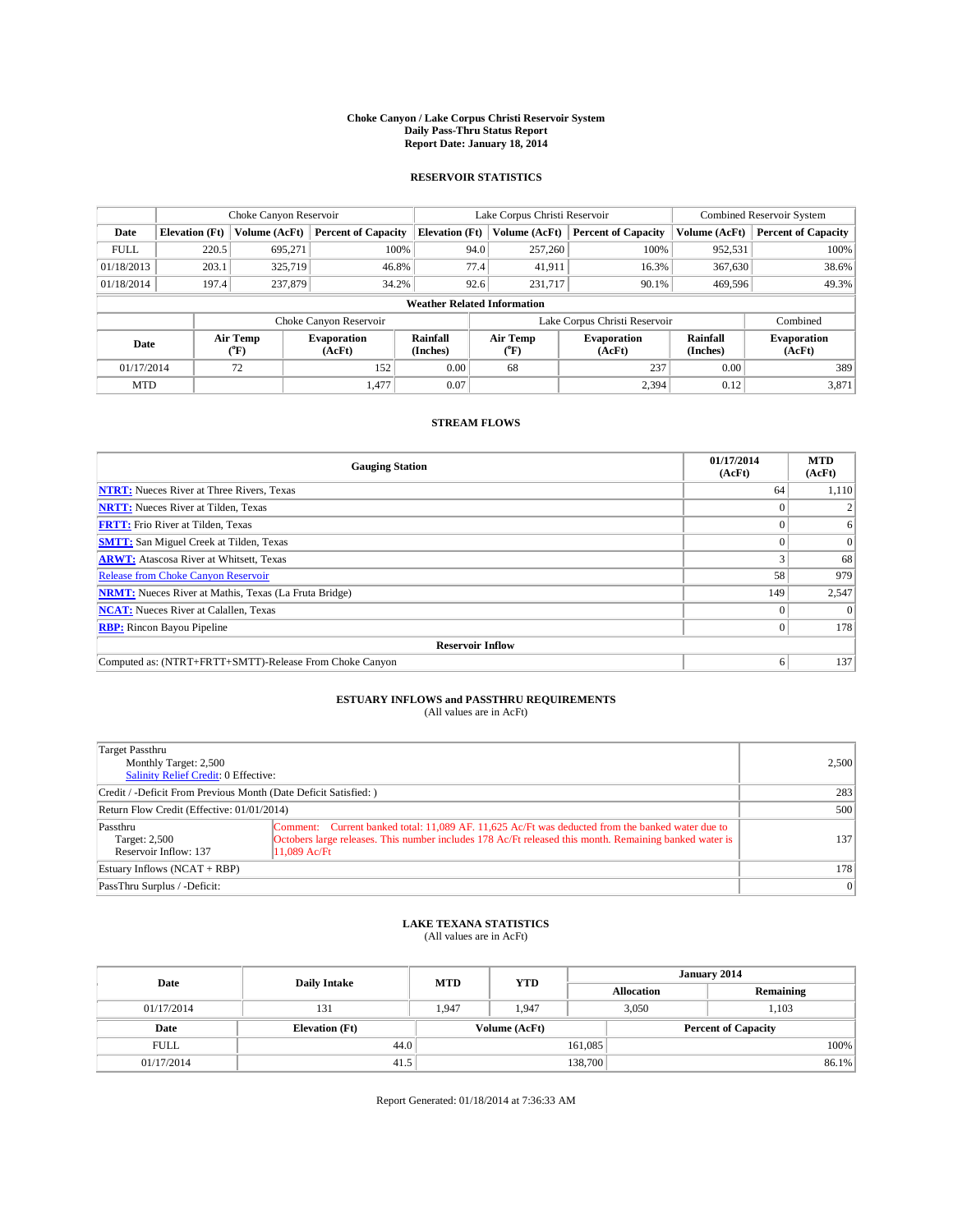# Choke Canyon / Lake Corpus Christi Reservoir System
## Daily Pass-Thru Status Report
## Report Date: January 18, 2014

### RESERVOIR STATISTICS

| | Choke Canyon Reservoir | | | Lake Corpus Christi Reservoir | | | Combined Reservoir System | |
|---|---|---|---|---|---|---|---|---|
| Date | Elevation (Ft) | Volume (AcFt) | Percent of Capacity | Elevation (Ft) | Volume (AcFt) | Percent of Capacity | Volume (AcFt) | Percent of Capacity |
| FULL | 220.5 | 695,271 | 100% | 94.0 | 257,260 | 100% | 952,531 | 100% |
| 01/18/2013 | 203.1 | 325,719 | 46.8% | 77.4 | 41,911 | 16.3% | 367,630 | 38.6% |
| 01/18/2014 | 197.4 | 237,879 | 34.2% | 92.6 | 231,717 | 90.1% | 469,596 | 49.3% |

**Weather Related Information**

| | Choke Canyon Reservoir | | | Lake Corpus Christi Reservoir | | | Combined |
|---|---|---|---|---|---|---|---|
| Date | Air Temp (°F) | Evaporation (AcFt) | Rainfall (Inches) | Air Temp (°F) | Evaporation (AcFt) | Rainfall (Inches) | Evaporation (AcFt) |
| 01/17/2014 | 72 | 152 | 0.00 | 68 | 237 | 0.00 | 389 |
| MTD | | 1,477 | 0.07 | | 2,394 | 0.12 | 3,871 |

### STREAM FLOWS

| Gauging Station | 01/17/2014 (AcFt) | MTD (AcFt) |
|---|---|---|
| **NTRT:** Nueces River at Three Rivers, Texas | 64 | 1,110 |
| **NRTT:** Nueces River at Tilden, Texas | 0 | 2 |
| **FRTT:** Frio River at Tilden, Texas | 0 | 6 |
| **SMTT:** San Miguel Creek at Tilden, Texas | 0 | 0 |
| **ARWT:** Atascosa River at Whitsett, Texas | 3 | 68 |
| Release from Choke Canyon Reservoir | 58 | 979 |
| **NRMT:** Nueces River at Mathis, Texas (La Fruta Bridge) | 149 | 2,547 |
| **NCAT:** Nueces River at Calallen, Texas | 0 | 0 |
| **RBP:** Rincon Bayou Pipeline | 0 | 178 |
| **Reservoir Inflow** | | |
| Computed as: (NTRT+FRTT+SMTT)-Release From Choke Canyon | 6 | 137 |

### ESTUARY INFLOWS and PASSTHRU REQUIREMENTS
(All values are in AcFt)

| | | |
|---|---|---|
| Target Passthru<br>Monthly Target: 2,500<br>Salinity Relief Credit: 0 Effective: | | 2,500 |
| Credit / -Deficit From Previous Month (Date Deficit Satisfied: ) | | 283 |
| Return Flow Credit (Effective: 01/01/2014) | | 500 |
| Passthru<br>Target: 2,500<br>Reservoir Inflow: 137 | Comment: Current banked total: 11,089 AF. 11,625 Ac/Ft was deducted from the banked water due to Octobers large releases. This number includes 178 Ac/Ft released this month. Remaining banked water is 11,089 Ac/Ft | 137 |
| Estuary Inflows (NCAT + RBP) | | 178 |
| PassThru Surplus / -Deficit: | | 0 |

### LAKE TEXANA STATISTICS
(All values are in AcFt)

| Date | Daily Intake | MTD | YTD | January 2014 Allocation | January 2014 Remaining |
|---|---|---|---|---|---|
| 01/17/2014 | 131 | 1,947 | 1,947 | 3,050 | 1,103 |

| Date | Elevation (Ft) | Volume (AcFt) | Percent of Capacity |
|---|---|---|---|
| FULL | 44.0 | 161,085 | 100% |
| 01/17/2014 | 41.5 | 138,700 | 86.1% |

Report Generated: 01/18/2014 at 7:36:33 AM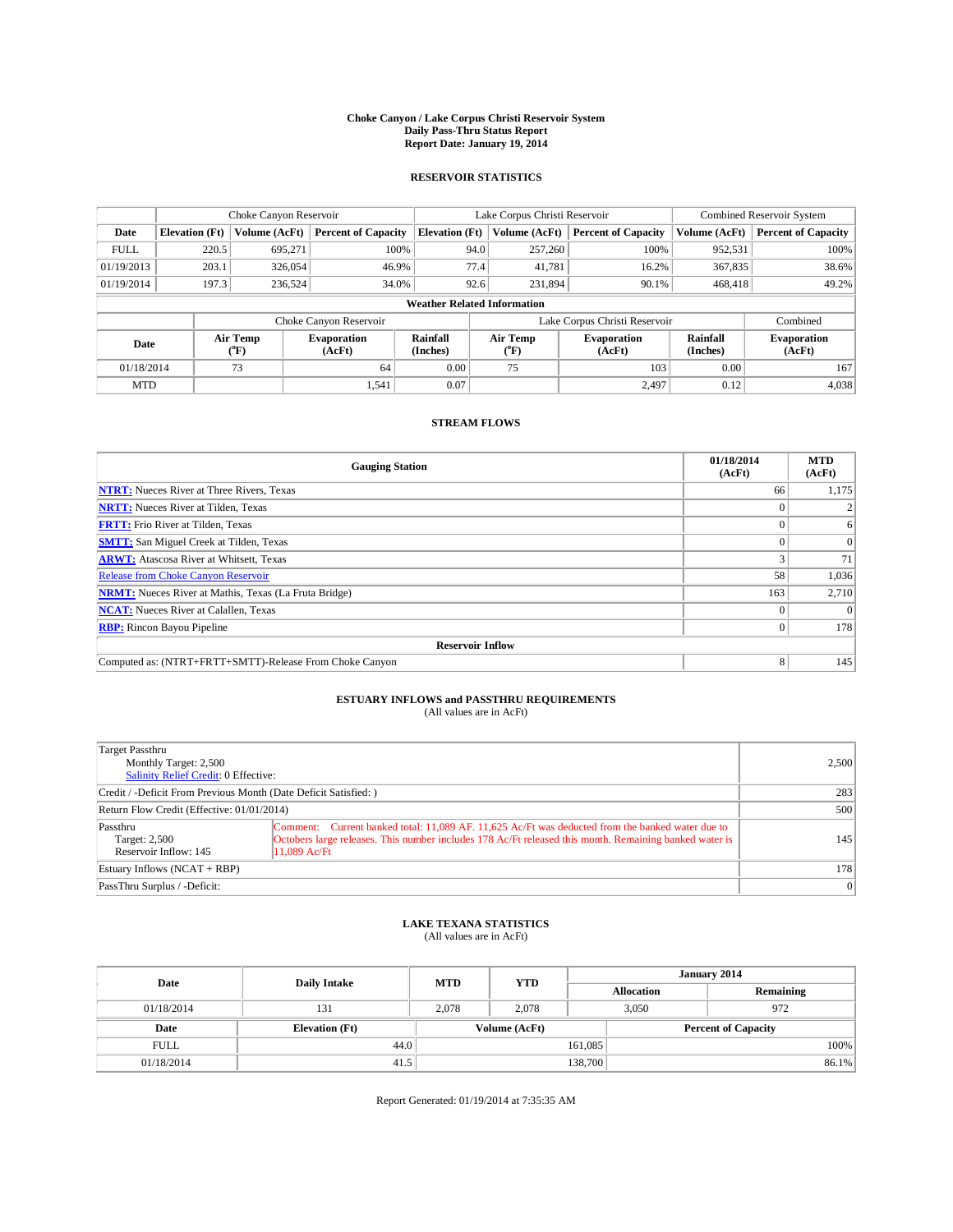# Choke Canyon / Lake Corpus Christi Reservoir System
## Daily Pass-Thru Status Report
## Report Date: January 19, 2014

### RESERVOIR STATISTICS

| | Choke Canyon Reservoir | | | Lake Corpus Christi Reservoir | | | Combined Reservoir System | |
|---|---|---|---|---|---|---|---|---|
| Date | Elevation (Ft) | Volume (AcFt) | Percent of Capacity | Elevation (Ft) | Volume (AcFt) | Percent of Capacity | Volume (AcFt) | Percent of Capacity |
| FULL | 220.5 | 695,271 | 100% | 94.0 | 257,260 | 100% | 952,531 | 100% |
| 01/19/2013 | 203.1 | 326,054 | 46.9% | 77.4 | 41,781 | 16.2% | 367,835 | 38.6% |
| 01/19/2014 | 197.3 | 236,524 | 34.0% | 92.6 | 231,894 | 90.1% | 468,418 | 49.2% |

**Weather Related Information**

| | Choke Canyon Reservoir | | | Lake Corpus Christi Reservoir | | | Combined |
|---|---|---|---|---|---|---|---|
| Date | Air Temp (°F) | Evaporation (AcFt) | Rainfall (Inches) | Air Temp (°F) | Evaporation (AcFt) | Rainfall (Inches) | Evaporation (AcFt) |
| 01/18/2014 | 73 | 64 | 0.00 | 75 | 103 | 0.00 | 167 |
| MTD | | 1,541 | 0.07 | | 2,497 | 0.12 | 4,038 |

### STREAM FLOWS

| Gauging Station | 01/18/2014 (AcFt) | MTD (AcFt) |
|---|---|---|
| **NTRT:** Nueces River at Three Rivers, Texas | 66 | 1,175 |
| **NRTT:** Nueces River at Tilden, Texas | 0 | 2 |
| **FRTT:** Frio River at Tilden, Texas | 0 | 6 |
| **SMTT:** San Miguel Creek at Tilden, Texas | 0 | 0 |
| **ARWT:** Atascosa River at Whitsett, Texas | 3 | 71 |
| Release from Choke Canyon Reservoir | 58 | 1,036 |
| **NRMT:** Nueces River at Mathis, Texas (La Fruta Bridge) | 163 | 2,710 |
| **NCAT:** Nueces River at Calallen, Texas | 0 | 0 |
| **RBP:** Rincon Bayou Pipeline | 0 | 178 |
| **Reservoir Inflow** | | |
| Computed as: (NTRT+FRTT+SMTT)-Release From Choke Canyon | 8 | 145 |

### ESTUARY INFLOWS and PASSTHRU REQUIREMENTS
(All values are in AcFt)

| | | |
|---|---|---|
| Target Passthru<br>Monthly Target: 2,500<br>Salinity Relief Credit: 0 Effective: | | 2,500 |
| Credit / -Deficit From Previous Month (Date Deficit Satisfied: ) | | 283 |
| Return Flow Credit (Effective: 01/01/2014) | | 500 |
| Passthru<br>Target: 2,500<br>Reservoir Inflow: 145 | Comment: Current banked total: 11,089 AF. 11,625 Ac/Ft was deducted from the banked water due to Octobers large releases. This number includes 178 Ac/Ft released this month. Remaining banked water is 11,089 Ac/Ft | 145 |
| Estuary Inflows (NCAT + RBP) | | 178 |
| PassThru Surplus / -Deficit: | | 0 |

### LAKE TEXANA STATISTICS
(All values are in AcFt)

| Date | Daily Intake | MTD | YTD | January 2014 Allocation | January 2014 Remaining |
|---|---|---|---|---|---|
| 01/18/2014 | 131 | 2,078 | 2,078 | 3,050 | 972 |

| Date | Elevation (Ft) | Volume (AcFt) | Percent of Capacity |
|---|---|---|---|
| FULL | 44.0 | 161,085 | 100% |
| 01/18/2014 | 41.5 | 138,700 | 86.1% |

Report Generated: 01/19/2014 at 7:35:35 AM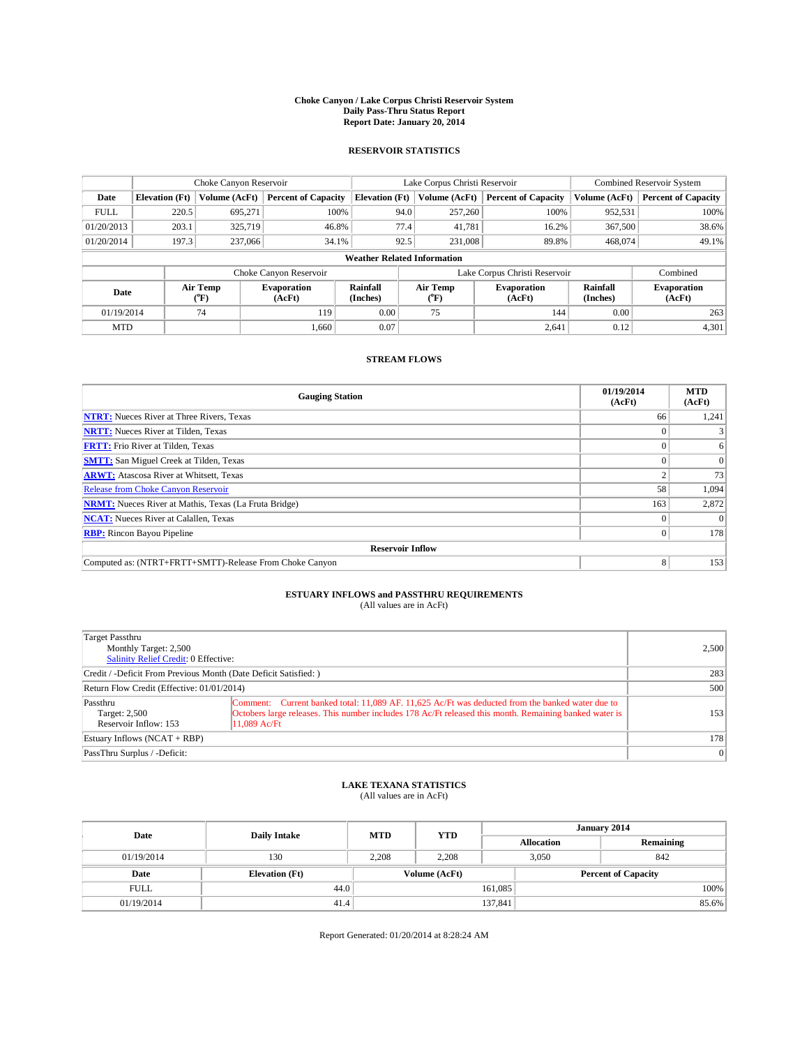# Choke Canyon / Lake Corpus Christi Reservoir System
## Daily Pass-Thru Status Report
## Report Date: January 20, 2014

### RESERVOIR STATISTICS

| | Choke Canyon Reservoir | | | Lake Corpus Christi Reservoir | | | Combined Reservoir System | |
|---|---|---|---|---|---|---|---|---|
| Date | Elevation (Ft) | Volume (AcFt) | Percent of Capacity | Elevation (Ft) | Volume (AcFt) | Percent of Capacity | Volume (AcFt) | Percent of Capacity |
| FULL | 220.5 | 695,271 | 100% | 94.0 | 257,260 | 100% | 952,531 | 100% |
| 01/20/2013 | 203.1 | 325,719 | 46.8% | 77.4 | 41,781 | 16.2% | 367,500 | 38.6% |
| 01/20/2014 | 197.3 | 237,066 | 34.1% | 92.5 | 231,008 | 89.8% | 468,074 | 49.1% |

**Weather Related Information**

| | Choke Canyon Reservoir | | | Lake Corpus Christi Reservoir | | | Combined |
|---|---|---|---|---|---|---|---|
| Date | Air Temp (°F) | Evaporation (AcFt) | Rainfall (Inches) | Air Temp (°F) | Evaporation (AcFt) | Rainfall (Inches) | Evaporation (AcFt) |
| 01/19/2014 | 74 | 119 | 0.00 | 75 | 144 | 0.00 | 263 |
| MTD | | 1,660 | 0.07 | | 2,641 | 0.12 | 4,301 |

### STREAM FLOWS

| Gauging Station | 01/19/2014 (AcFt) | MTD (AcFt) |
|---|---|---|
| NTRT: Nueces River at Three Rivers, Texas | 66 | 1,241 |
| NRTT: Nueces River at Tilden, Texas | 0 | 3 |
| FRTT: Frio River at Tilden, Texas | 0 | 6 |
| SMTT: San Miguel Creek at Tilden, Texas | 0 | 0 |
| ARWT: Atascosa River at Whitsett, Texas | 2 | 73 |
| Release from Choke Canyon Reservoir | 58 | 1,094 |
| NRMT: Nueces River at Mathis, Texas (La Fruta Bridge) | 163 | 2,872 |
| NCAT: Nueces River at Calallen, Texas | 0 | 0 |
| RBP: Rincon Bayou Pipeline | 0 | 178 |
| **Reservoir Inflow** | | |
| Computed as: (NTRT+FRTT+SMTT)-Release From Choke Canyon | 8 | 153 |

### ESTUARY INFLOWS and PASSTHRU REQUIREMENTS
(All values are in AcFt)

| | | |
|---|---|---|
| Target Passthru<br>Monthly Target: 2,500<br>Salinity Relief Credit: 0 Effective: | | 2,500 |
| Credit / -Deficit From Previous Month (Date Deficit Satisfied: ) | | 283 |
| Return Flow Credit (Effective: 01/01/2014) | | 500 |
| Passthru<br>Target: 2,500<br>Reservoir Inflow: 153 | Comment: Current banked total: 11,089 AF. 11,625 Ac/Ft was deducted from the banked water due to Octobers large releases. This number includes 178 Ac/Ft released this month. Remaining banked water is 11,089 Ac/Ft | 153 |
| Estuary Inflows (NCAT + RBP) | | 178 |
| PassThru Surplus / -Deficit: | | 0 |

### LAKE TEXANA STATISTICS
(All values are in AcFt)

| Date | Daily Intake | MTD | YTD | January 2014 Allocation | January 2014 Remaining |
|---|---|---|---|---|---|
| 01/19/2014 | 130 | 2,208 | 2,208 | 3,050 | 842 |

| Date | Elevation (Ft) | Volume (AcFt) | Percent of Capacity |
|---|---|---|---|
| FULL | 44.0 | 161,085 | 100% |
| 01/19/2014 | 41.4 | 137,841 | 85.6% |

Report Generated: 01/20/2014 at 8:28:24 AM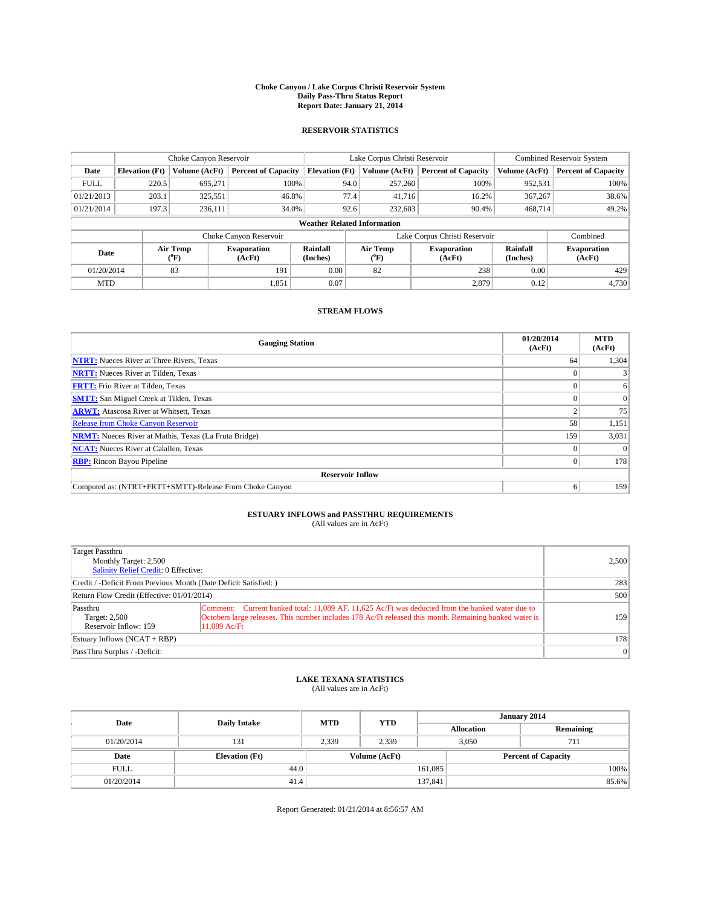# Choke Canyon / Lake Corpus Christi Reservoir System
## Daily Pass-Thru Status Report
## Report Date: January 21, 2014

### RESERVOIR STATISTICS

| | Choke Canyon Reservoir | | | Lake Corpus Christi Reservoir | | | Combined Reservoir System | |
|---|---|---|---|---|---|---|---|---|
| Date | Elevation (Ft) | Volume (AcFt) | Percent of Capacity | Elevation (Ft) | Volume (AcFt) | Percent of Capacity | Volume (AcFt) | Percent of Capacity |
| FULL | 220.5 | 695,271 | 100% | 94.0 | 257,260 | 100% | 952,531 | 100% |
| 01/21/2013 | 203.1 | 325,551 | 46.8% | 77.4 | 41,716 | 16.2% | 367,267 | 38.6% |
| 01/21/2014 | 197.3 | 236,111 | 34.0% | 92.6 | 232,603 | 90.4% | 468,714 | 49.2% |

**Weather Related Information**

| | Choke Canyon Reservoir | | | Lake Corpus Christi Reservoir | | | Combined |
|---|---|---|---|---|---|---|---|
| Date | Air Temp (°F) | Evaporation (AcFt) | Rainfall (Inches) | Air Temp (°F) | Evaporation (AcFt) | Rainfall (Inches) | Evaporation (AcFt) |
| 01/20/2014 | 83 | 191 | 0.00 | 82 | 238 | 0.00 | 429 |
| MTD | | 1,851 | 0.07 | | 2,879 | 0.12 | 4,730 |

### STREAM FLOWS

| Gauging Station | 01/20/2014 (AcFt) | MTD (AcFt) |
|---|---|---|
| **NTRT:** Nueces River at Three Rivers, Texas | 64 | 1,304 |
| **NRTT:** Nueces River at Tilden, Texas | 0 | 3 |
| **FRTT:** Frio River at Tilden, Texas | 0 | 6 |
| **SMTT:** San Miguel Creek at Tilden, Texas | 0 | 0 |
| **ARWT:** Atascosa River at Whitsett, Texas | 2 | 75 |
| Release from Choke Canyon Reservoir | 58 | 1,151 |
| **NRMT:** Nueces River at Mathis, Texas (La Fruta Bridge) | 159 | 3,031 |
| **NCAT:** Nueces River at Calallen, Texas | 0 | 0 |
| **RBP:** Rincon Bayou Pipeline | 0 | 178 |
| **Reservoir Inflow** | | |
| Computed as: (NTRT+FRTT+SMTT)-Release From Choke Canyon | 6 | 159 |

### ESTUARY INFLOWS and PASSTHRU REQUIREMENTS
(All values are in AcFt)

| | | |
|---|---|---|
| Target Passthru<br>Monthly Target: 2,500<br>Salinity Relief Credit: 0 Effective: | | 2,500 |
| Credit / -Deficit From Previous Month (Date Deficit Satisfied: ) | | 283 |
| Return Flow Credit (Effective: 01/01/2014) | | 500 |
| Passthru<br>Target: 2,500<br>Reservoir Inflow: 159 | Comment: Current banked total: 11,089 AF. 11,625 Ac/Ft was deducted from the banked water due to Octobers large releases. This number includes 178 Ac/Ft released this month. Remaining banked water is 11,089 Ac/Ft | 159 |
| Estuary Inflows (NCAT + RBP) | | 178 |
| PassThru Surplus / -Deficit: | | 0 |

### LAKE TEXANA STATISTICS
(All values are in AcFt)

| Date | Daily Intake | MTD | YTD | January 2014 Allocation | January 2014 Remaining |
|---|---|---|---|---|---|
| 01/20/2014 | 131 | 2,339 | 2,339 | 3,050 | 711 |

| Date | Elevation (Ft) | Volume (AcFt) | Percent of Capacity |
|---|---|---|---|
| FULL | 44.0 | 161,085 | 100% |
| 01/20/2014 | 41.4 | 137,841 | 85.6% |

Report Generated: 01/21/2014 at 8:56:57 AM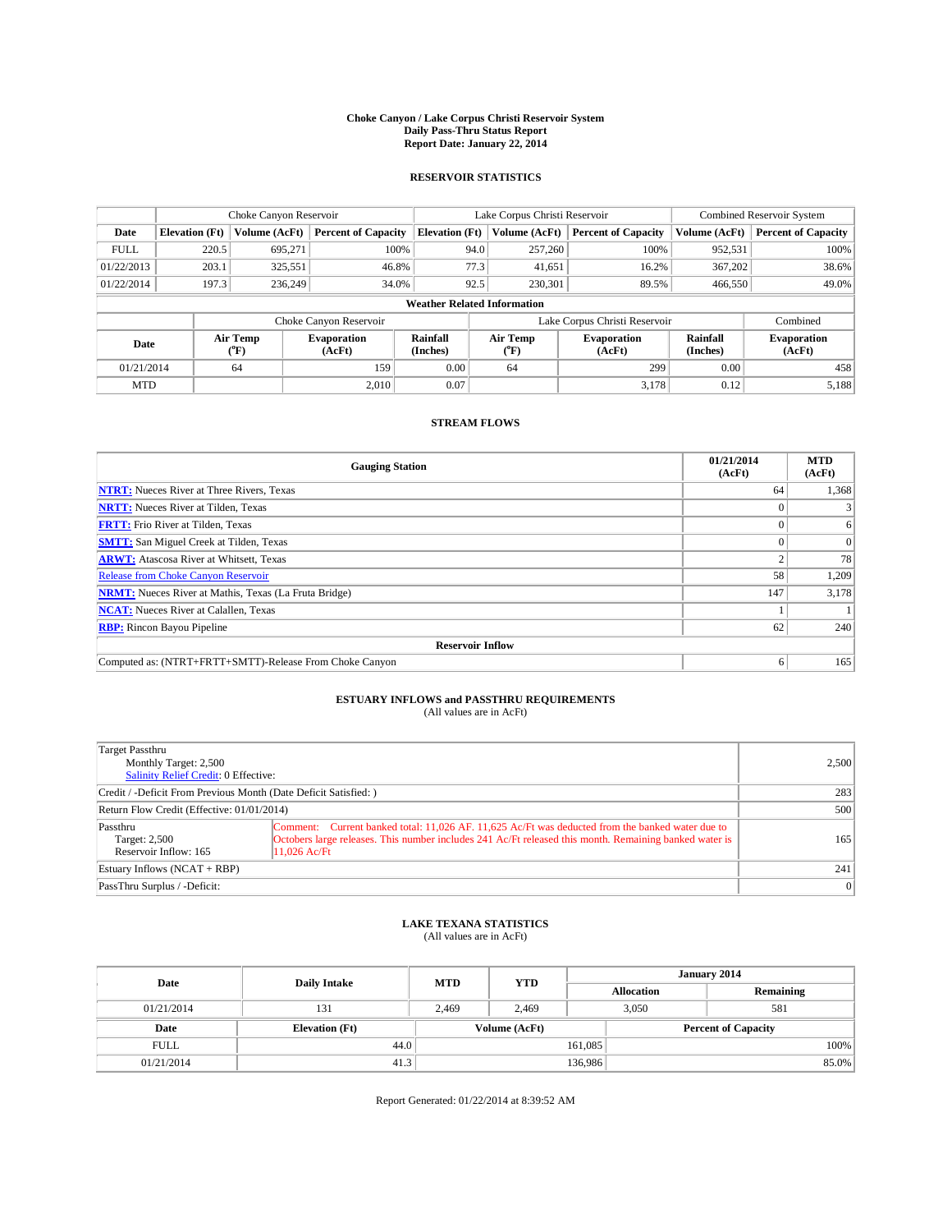# Choke Canyon / Lake Corpus Christi Reservoir System
## Daily Pass-Thru Status Report
### Report Date: January 22, 2014

## RESERVOIR STATISTICS

| | Choke Canyon Reservoir | | | Lake Corpus Christi Reservoir | | | Combined Reservoir System | |
|---|---|---|---|---|---|---|---|---|
| Date | Elevation (Ft) | Volume (AcFt) | Percent of Capacity | Elevation (Ft) | Volume (AcFt) | Percent of Capacity | Volume (AcFt) | Percent of Capacity |
| FULL | 220.5 | 695,271 | 100% | 94.0 | 257,260 | 100% | 952,531 | 100% |
| 01/22/2013 | 203.1 | 325,551 | 46.8% | 77.3 | 41,651 | 16.2% | 367,202 | 38.6% |
| 01/22/2014 | 197.3 | 236,249 | 34.0% | 92.5 | 230,301 | 89.5% | 466,550 | 49.0% |

**Weather Related Information**

| | Choke Canyon Reservoir | | | Lake Corpus Christi Reservoir | | | Combined |
|---|---|---|---|---|---|---|---|
| Date | Air Temp (°F) | Evaporation (AcFt) | Rainfall (Inches) | Air Temp (°F) | Evaporation (AcFt) | Rainfall (Inches) | Evaporation (AcFt) |
| 01/21/2014 | 64 | 159 | 0.00 | 64 | 299 | 0.00 | 458 |
| MTD | | 2,010 | 0.07 | | 3,178 | 0.12 | 5,188 |

## STREAM FLOWS

| Gauging Station | 01/21/2014 (AcFt) | MTD (AcFt) |
|---|---|---|
| **NTRT:** Nueces River at Three Rivers, Texas | 64 | 1,368 |
| **NRTT:** Nueces River at Tilden, Texas | 0 | 3 |
| **FRTT:** Frio River at Tilden, Texas | 0 | 6 |
| **SMTT:** San Miguel Creek at Tilden, Texas | 0 | 0 |
| **ARWT:** Atascosa River at Whitsett, Texas | 2 | 78 |
| Release from Choke Canyon Reservoir | 58 | 1,209 |
| **NRMT:** Nueces River at Mathis, Texas (La Fruta Bridge) | 147 | 3,178 |
| **NCAT:** Nueces River at Calallen, Texas | 1 | 1 |
| **RBP:** Rincon Bayou Pipeline | 62 | 240 |
| **Reservoir Inflow** | | |
| Computed as: (NTRT+FRTT+SMTT)-Release From Choke Canyon | 6 | 165 |

## ESTUARY INFLOWS and PASSTHRU REQUIREMENTS
(All values are in AcFt)

| | | |
|---|---|---|
| Target Passthru<br>Monthly Target: 2,500<br>Salinity Relief Credit: 0 Effective: | | 2,500 |
| Credit / -Deficit From Previous Month (Date Deficit Satisfied: ) | | 283 |
| Return Flow Credit (Effective: 01/01/2014) | | 500 |
| Passthru<br>Target: 2,500<br>Reservoir Inflow: 165 | Comment: Current banked total: 11,026 AF. 11,625 Ac/Ft was deducted from the banked water due to Octobers large releases. This number includes 241 Ac/Ft released this month. Remaining banked water is 11,026 Ac/Ft | 165 |
| Estuary Inflows (NCAT + RBP) | | 241 |
| PassThru Surplus / -Deficit: | | 0 |

## LAKE TEXANA STATISTICS
(All values are in AcFt)

| Date | Daily Intake | MTD | YTD | January 2014 Allocation | January 2014 Remaining |
|---|---|---|---|---|---|
| 01/21/2014 | 131 | 2,469 | 2,469 | 3,050 | 581 |

| Date | Elevation (Ft) | Volume (AcFt) | Percent of Capacity |
|---|---|---|---|
| FULL | 44.0 | 161,085 | 100% |
| 01/21/2014 | 41.3 | 136,986 | 85.0% |

Report Generated: 01/22/2014 at 8:39:52 AM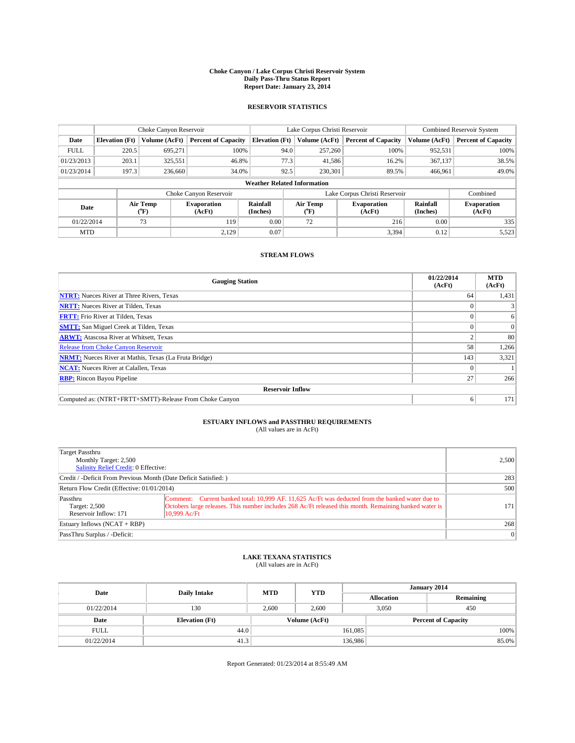# Choke Canyon / Lake Corpus Christi Reservoir System
## Daily Pass-Thru Status Report
### Report Date: January 23, 2014

## RESERVOIR STATISTICS

| | Choke Canyon Reservoir | | | Lake Corpus Christi Reservoir | | | Combined Reservoir System | |
|---|---|---|---|---|---|---|---|---|
| Date | Elevation (Ft) | Volume (AcFt) | Percent of Capacity | Elevation (Ft) | Volume (AcFt) | Percent of Capacity | Volume (AcFt) | Percent of Capacity |
| FULL | 220.5 | 695,271 | 100% | 94.0 | 257,260 | 100% | 952,531 | 100% |
| 01/23/2013 | 203.1 | 325,551 | 46.8% | 77.3 | 41,586 | 16.2% | 367,137 | 38.5% |
| 01/23/2014 | 197.3 | 236,660 | 34.0% | 92.5 | 230,301 | 89.5% | 466,961 | 49.0% |

**Weather Related Information**

| | Choke Canyon Reservoir | | | Lake Corpus Christi Reservoir | | | Combined |
|---|---|---|---|---|---|---|---|
| Date | Air Temp (°F) | Evaporation (AcFt) | Rainfall (Inches) | Air Temp (°F) | Evaporation (AcFt) | Rainfall (Inches) | Evaporation (AcFt) |
| 01/22/2014 | 73 | 119 | 0.00 | 72 | 216 | 0.00 | 335 |
| MTD | | 2,129 | 0.07 | | 3,394 | 0.12 | 5,523 |

## STREAM FLOWS

| Gauging Station | 01/22/2014 (AcFt) | MTD (AcFt) |
|---|---|---|
| NTRT: Nueces River at Three Rivers, Texas | 64 | 1,431 |
| NRTT: Nueces River at Tilden, Texas | 0 | 3 |
| FRTT: Frio River at Tilden, Texas | 0 | 6 |
| SMTT: San Miguel Creek at Tilden, Texas | 0 | 0 |
| ARWT: Atascosa River at Whitsett, Texas | 2 | 80 |
| Release from Choke Canyon Reservoir | 58 | 1,266 |
| NRMT: Nueces River at Mathis, Texas (La Fruta Bridge) | 143 | 3,321 |
| NCAT: Nueces River at Calallen, Texas | 0 | 1 |
| RBP: Rincon Bayou Pipeline | 27 | 266 |
| **Reservoir Inflow** | | |
| Computed as: (NTRT+FRTT+SMTT)-Release From Choke Canyon | 6 | 171 |

## ESTUARY INFLOWS and PASSTHRU REQUIREMENTS
(All values are in AcFt)

| | | |
|---|---|---|
| Target Passthru<br>Monthly Target: 2,500<br>Salinity Relief Credit: 0 Effective: | | 2,500 |
| Credit / -Deficit From Previous Month (Date Deficit Satisfied: ) | | 283 |
| Return Flow Credit (Effective: 01/01/2014) | | 500 |
| Passthru<br>Target: 2,500<br>Reservoir Inflow: 171 | Comment: Current banked total: 10,999 AF. 11,625 Ac/Ft was deducted from the banked water due to Octobers large releases. This number includes 268 Ac/Ft released this month. Remaining banked water is 10,999 Ac/Ft | 171 |
| Estuary Inflows (NCAT + RBP) | | 268 |
| PassThru Surplus / -Deficit: | | 0 |

## LAKE TEXANA STATISTICS
(All values are in AcFt)

| Date | Daily Intake | MTD | YTD | January 2014 Allocation | January 2014 Remaining |
|---|---|---|---|---|---|
| 01/22/2014 | 130 | 2,600 | 2,600 | 3,050 | 450 |

| Date | Elevation (Ft) | Volume (AcFt) | Percent of Capacity |
|---|---|---|---|
| FULL | 44.0 | 161,085 | 100% |
| 01/22/2014 | 41.3 | 136,986 | 85.0% |

Report Generated: 01/23/2014 at 8:55:49 AM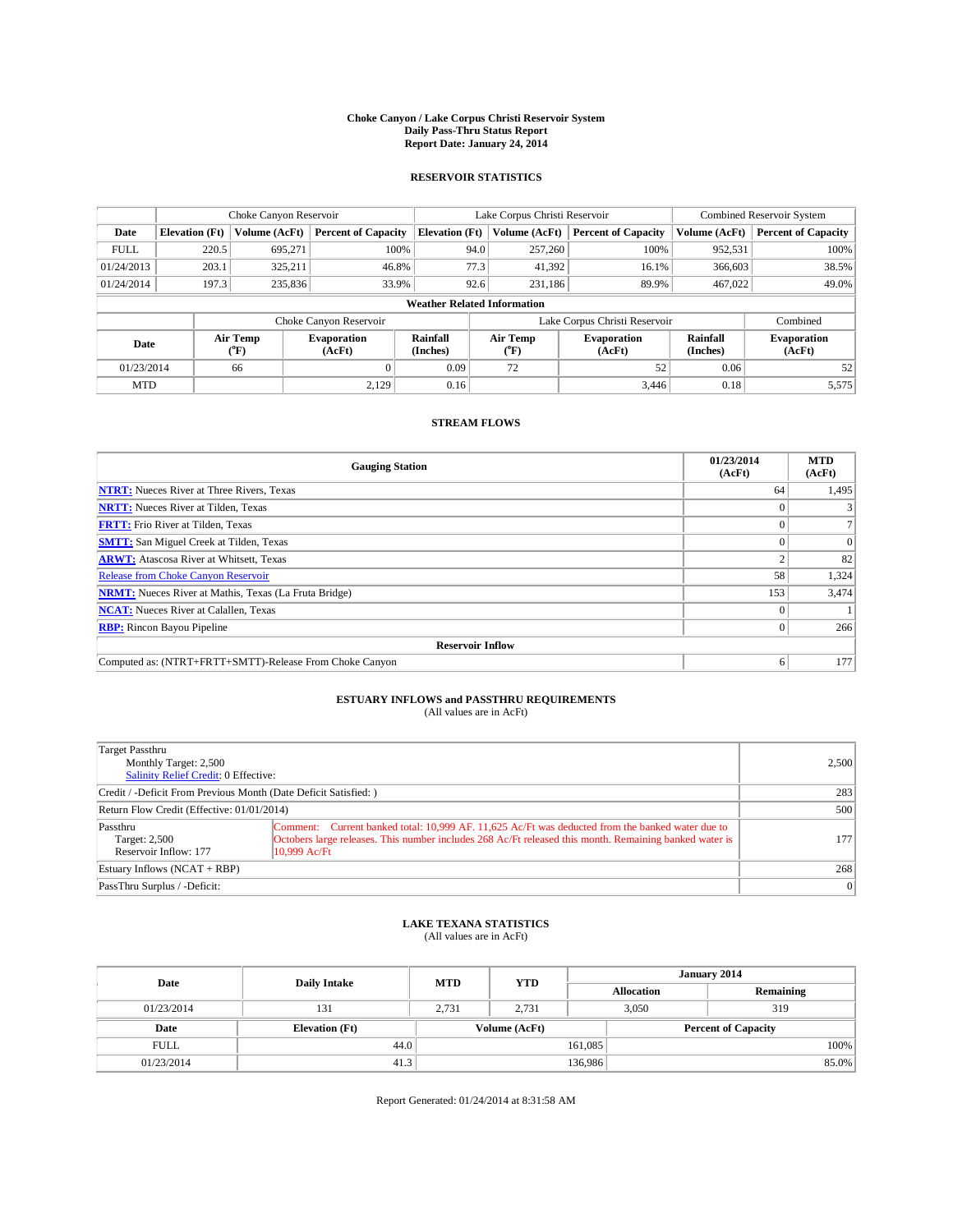# Choke Canyon / Lake Corpus Christi Reservoir System
## Daily Pass-Thru Status Report
## Report Date: January 24, 2014

### RESERVOIR STATISTICS

| | Choke Canyon Reservoir | | | Lake Corpus Christi Reservoir | | | Combined Reservoir System | |
|---|---|---|---|---|---|---|---|---|
| Date | Elevation (Ft) | Volume (AcFt) | Percent of Capacity | Elevation (Ft) | Volume (AcFt) | Percent of Capacity | Volume (AcFt) | Percent of Capacity |
| FULL | 220.5 | 695,271 | 100% | 94.0 | 257,260 | 100% | 952,531 | 100% |
| 01/24/2013 | 203.1 | 325,211 | 46.8% | 77.3 | 41,392 | 16.1% | 366,603 | 38.5% |
| 01/24/2014 | 197.3 | 235,836 | 33.9% | 92.6 | 231,186 | 89.9% | 467,022 | 49.0% |

**Weather Related Information**

| | Choke Canyon Reservoir | | | Lake Corpus Christi Reservoir | | | Combined |
|---|---|---|---|---|---|---|---|
| Date | Air Temp (°F) | Evaporation (AcFt) | Rainfall (Inches) | Air Temp (°F) | Evaporation (AcFt) | Rainfall (Inches) | Evaporation (AcFt) |
| 01/23/2014 | 66 | 0 | 0.09 | 72 | 52 | 0.06 | 52 |
| MTD | | 2,129 | 0.16 | | 3,446 | 0.18 | 5,575 |

### STREAM FLOWS

| Gauging Station | 01/23/2014 (AcFt) | MTD (AcFt) |
|---|---|---|
| **NTRT:** Nueces River at Three Rivers, Texas | 64 | 1,495 |
| **NRTT:** Nueces River at Tilden, Texas | 0 | 3 |
| **FRTT:** Frio River at Tilden, Texas | 0 | 7 |
| **SMTT:** San Miguel Creek at Tilden, Texas | 0 | 0 |
| **ARWT:** Atascosa River at Whitsett, Texas | 2 | 82 |
| Release from Choke Canyon Reservoir | 58 | 1,324 |
| **NRMT:** Nueces River at Mathis, Texas (La Fruta Bridge) | 153 | 3,474 |
| **NCAT:** Nueces River at Calallen, Texas | 0 | 1 |
| **RBP:** Rincon Bayou Pipeline | 0 | 266 |
| **Reservoir Inflow** | | |
| Computed as: (NTRT+FRTT+SMTT)-Release From Choke Canyon | 6 | 177 |

### ESTUARY INFLOWS and PASSTHRU REQUIREMENTS
(All values are in AcFt)

| | | |
|---|---|---|
| Target Passthru<br>Monthly Target: 2,500<br>Salinity Relief Credit: 0 Effective: | | 2,500 |
| Credit / -Deficit From Previous Month (Date Deficit Satisfied: ) | | 283 |
| Return Flow Credit (Effective: 01/01/2014) | | 500 |
| Passthru<br>Target: 2,500<br>Reservoir Inflow: 177 | Comment: Current banked total: 10,999 AF. 11,625 Ac/Ft was deducted from the banked water due to Octobers large releases. This number includes 268 Ac/Ft released this month. Remaining banked water is 10,999 Ac/Ft | 177 |
| Estuary Inflows (NCAT + RBP) | | 268 |
| PassThru Surplus / -Deficit: | | 0 |

### LAKE TEXANA STATISTICS
(All values are in AcFt)

| Date | Daily Intake | MTD | YTD | January 2014 Allocation | January 2014 Remaining |
|---|---|---|---|---|---|
| 01/23/2014 | 131 | 2,731 | 2,731 | 3,050 | 319 |

| Date | Elevation (Ft) | Volume (AcFt) | Percent of Capacity |
|---|---|---|---|
| FULL | 44.0 | 161,085 | 100% |
| 01/23/2014 | 41.3 | 136,986 | 85.0% |

Report Generated: 01/24/2014 at 8:31:58 AM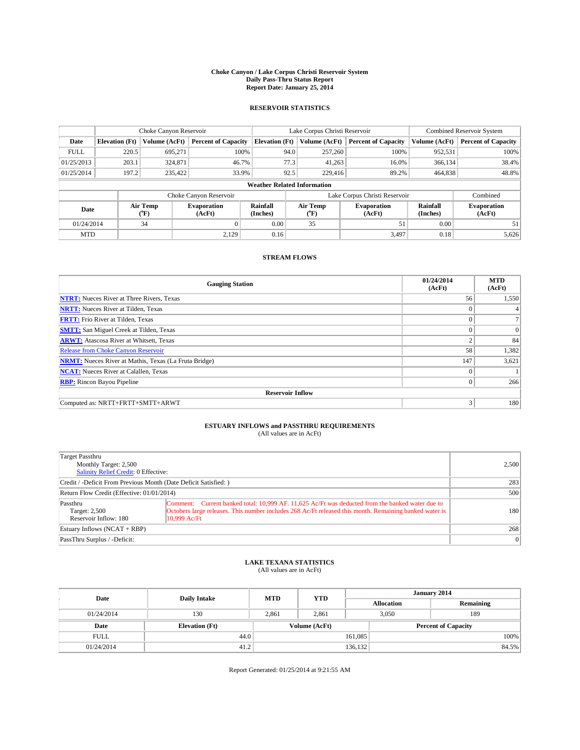# Choke Canyon / Lake Corpus Christi Reservoir System
## Daily Pass-Thru Status Report
### Report Date: January 25, 2014

## RESERVOIR STATISTICS

| | Choke Canyon Reservoir | | | Lake Corpus Christi Reservoir | | | Combined Reservoir System | |
|---|---|---|---|---|---|---|---|---|
| Date | Elevation (Ft) | Volume (AcFt) | Percent of Capacity | Elevation (Ft) | Volume (AcFt) | Percent of Capacity | Volume (AcFt) | Percent of Capacity |
| FULL | 220.5 | 695,271 | 100% | 94.0 | 257,260 | 100% | 952,531 | 100% |
| 01/25/2013 | 203.1 | 324,871 | 46.7% | 77.3 | 41,263 | 16.0% | 366,134 | 38.4% |
| 01/25/2014 | 197.2 | 235,422 | 33.9% | 92.5 | 229,416 | 89.2% | 464,838 | 48.8% |

**Weather Related Information**

| | Choke Canyon Reservoir | | | Lake Corpus Christi Reservoir | | | Combined |
|---|---|---|---|---|---|---|---|
| Date | Air Temp (°F) | Evaporation (AcFt) | Rainfall (Inches) | Air Temp (°F) | Evaporation (AcFt) | Rainfall (Inches) | Evaporation (AcFt) |
| 01/24/2014 | 34 | 0 | 0.00 | 35 | 51 | 0.00 | 51 |
| MTD | | 2,129 | 0.16 | | 3,497 | 0.18 | 5,626 |

## STREAM FLOWS

| Gauging Station | 01/24/2014 (AcFt) | MTD (AcFt) |
|---|---|---|
| NTRT: Nueces River at Three Rivers, Texas | 56 | 1,550 |
| NRTT: Nueces River at Tilden, Texas | 0 | 4 |
| FRTT: Frio River at Tilden, Texas | 0 | 7 |
| SMTT: San Miguel Creek at Tilden, Texas | 0 | 0 |
| ARWT: Atascosa River at Whitsett, Texas | 2 | 84 |
| Release from Choke Canyon Reservoir | 58 | 1,382 |
| NRMT: Nueces River at Mathis, Texas (La Fruta Bridge) | 147 | 3,621 |
| NCAT: Nueces River at Calallen, Texas | 0 | 1 |
| RBP: Rincon Bayou Pipeline | 0 | 266 |
| **Reservoir Inflow** | | |
| Computed as: NRTT+FRTT+SMTT+ARWT | 3 | 180 |

## ESTUARY INFLOWS and PASSTHRU REQUIREMENTS
(All values are in AcFt)

| | | |
|---|---|---|
| Target Passthru<br>Monthly Target: 2,500<br>Salinity Relief Credit: 0 Effective: | | 2,500 |
| Credit / -Deficit From Previous Month (Date Deficit Satisfied: ) | | 283 |
| Return Flow Credit (Effective: 01/01/2014) | | 500 |
| Passthru<br>Target: 2,500<br>Reservoir Inflow: 180 | Comment: Current banked total: 10,999 AF. 11,625 Ac/Ft was deducted from the banked water due to Octobers large releases. This number includes 268 Ac/Ft released this month. Remaining banked water is 10,999 Ac/Ft | 180 |
| Estuary Inflows (NCAT + RBP) | | 268 |
| PassThru Surplus / -Deficit: | | 0 |

## LAKE TEXANA STATISTICS
(All values are in AcFt)

| Date | Daily Intake | MTD | YTD | January 2014 Allocation | January 2014 Remaining |
|---|---|---|---|---|---|
| 01/24/2014 | 130 | 2,861 | 2,861 | 3,050 | 189 |

| Date | Elevation (Ft) | Volume (AcFt) | Percent of Capacity |
|---|---|---|---|
| FULL | 44.0 | 161,085 | 100% |
| 01/24/2014 | 41.2 | 136,132 | 84.5% |

Report Generated: 01/25/2014 at 9:21:55 AM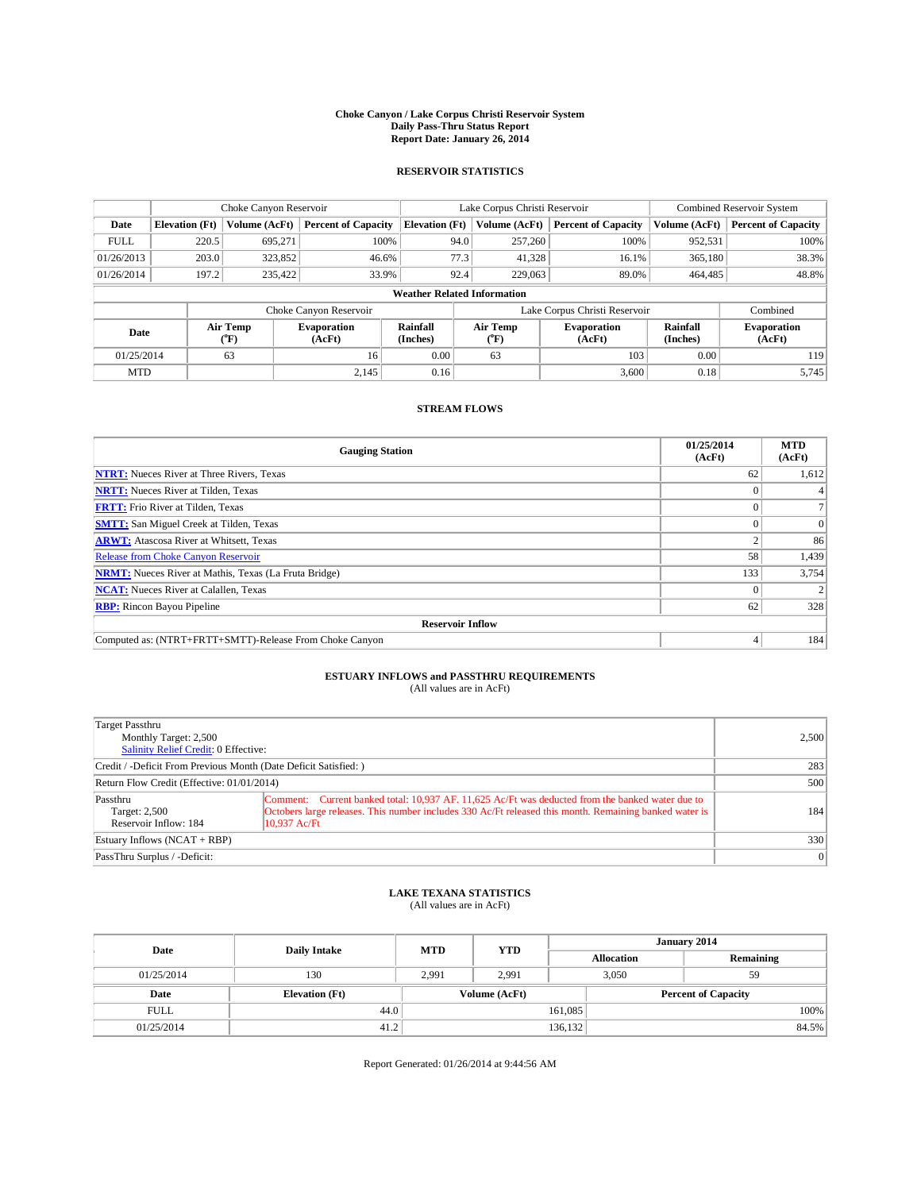**Choke Canyon / Lake Corpus Christi Reservoir System**
**Daily Pass-Thru Status Report**
**Report Date: January 26, 2014**

## RESERVOIR STATISTICS

| | Choke Canyon Reservoir | | | Lake Corpus Christi Reservoir | | | Combined Reservoir System | |
|---|---|---|---|---|---|---|---|---|
| Date | Elevation (Ft) | Volume (AcFt) | Percent of Capacity | Elevation (Ft) | Volume (AcFt) | Percent of Capacity | Volume (AcFt) | Percent of Capacity |
| FULL | 220.5 | 695,271 | 100% | 94.0 | 257,260 | 100% | 952,531 | 100% |
| 01/26/2013 | 203.0 | 323,852 | 46.6% | 77.3 | 41,328 | 16.1% | 365,180 | 38.3% |
| 01/26/2014 | 197.2 | 235,422 | 33.9% | 92.4 | 229,063 | 89.0% | 464,485 | 48.8% |

**Weather Related Information**

| | Choke Canyon Reservoir | | | Lake Corpus Christi Reservoir | | | Combined |
|---|---|---|---|---|---|---|---|
| Date | Air Temp (°F) | Evaporation (AcFt) | Rainfall (Inches) | Air Temp (°F) | Evaporation (AcFt) | Rainfall (Inches) | Evaporation (AcFt) |
| 01/25/2014 | 63 | 16 | 0.00 | 63 | 103 | 0.00 | 119 |
| MTD | | 2,145 | 0.16 | | 3,600 | 0.18 | 5,745 |

## STREAM FLOWS

| Gauging Station | 01/25/2014 (AcFt) | MTD (AcFt) |
|---|---|---|
| **NTRT:** Nueces River at Three Rivers, Texas | 62 | 1,612 |
| **NRTT:** Nueces River at Tilden, Texas | 0 | 4 |
| **FRTT:** Frio River at Tilden, Texas | 0 | 7 |
| **SMTT:** San Miguel Creek at Tilden, Texas | 0 | 0 |
| **ARWT:** Atascosa River at Whitsett, Texas | 2 | 86 |
| Release from Choke Canyon Reservoir | 58 | 1,439 |
| **NRMT:** Nueces River at Mathis, Texas (La Fruta Bridge) | 133 | 3,754 |
| **NCAT:** Nueces River at Calallen, Texas | 0 | 2 |
| **RBP:** Rincon Bayou Pipeline | 62 | 328 |
| **Reservoir Inflow** | | |
| Computed as: (NTRT+FRTT+SMTT)-Release From Choke Canyon | 4 | 184 |

## ESTUARY INFLOWS and PASSTHRU REQUIREMENTS
(All values are in AcFt)

| | | |
|---|---|---|
| Target Passthru<br>Monthly Target: 2,500<br>Salinity Relief Credit: 0 Effective: | | 2,500 |
| Credit / -Deficit From Previous Month (Date Deficit Satisfied: ) | | 283 |
| Return Flow Credit (Effective: 01/01/2014) | | 500 |
| Passthru<br>Target: 2,500<br>Reservoir Inflow: 184 | Comment: Current banked total: 10,937 AF. 11,625 Ac/Ft was deducted from the banked water due to Octobers large releases. This number includes 330 Ac/Ft released this month. Remaining banked water is 10,937 Ac/Ft | 184 |
| Estuary Inflows (NCAT + RBP) | | 330 |
| PassThru Surplus / -Deficit: | | 0 |

## LAKE TEXANA STATISTICS
(All values are in AcFt)

| Date | Daily Intake | MTD | YTD | January 2014 Allocation | January 2014 Remaining |
|---|---|---|---|---|---|
| 01/25/2014 | 130 | 2,991 | 2,991 | 3,050 | 59 |

| Date | Elevation (Ft) | Volume (AcFt) | Percent of Capacity |
|---|---|---|---|
| FULL | 44.0 | 161,085 | 100% |
| 01/25/2014 | 41.2 | 136,132 | 84.5% |

Report Generated: 01/26/2014 at 9:44:56 AM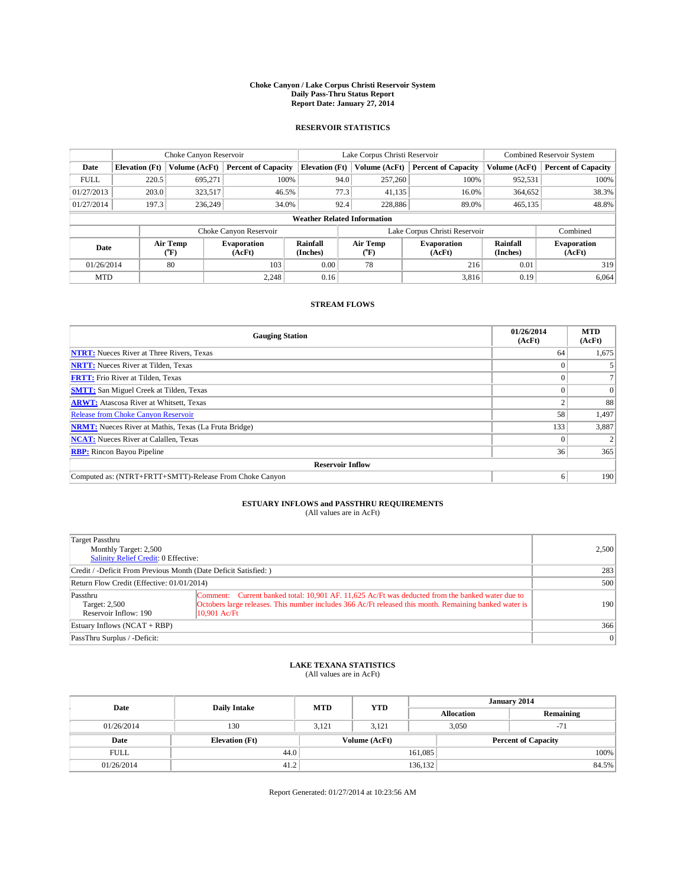**Choke Canyon / Lake Corpus Christi Reservoir System**
**Daily Pass-Thru Status Report**
**Report Date: January 27, 2014**

## RESERVOIR STATISTICS

| | Choke Canyon Reservoir | | | Lake Corpus Christi Reservoir | | | Combined Reservoir System | |
|---|---|---|---|---|---|---|---|---|
| Date | Elevation (Ft) | Volume (AcFt) | Percent of Capacity | Elevation (Ft) | Volume (AcFt) | Percent of Capacity | Volume (AcFt) | Percent of Capacity |
| FULL | 220.5 | 695,271 | 100% | 94.0 | 257,260 | 100% | 952,531 | 100% |
| 01/27/2013 | 203.0 | 323,517 | 46.5% | 77.3 | 41,135 | 16.0% | 364,652 | 38.3% |
| 01/27/2014 | 197.3 | 236,249 | 34.0% | 92.4 | 228,886 | 89.0% | 465,135 | 48.8% |

**Weather Related Information**

| | Choke Canyon Reservoir | | | Lake Corpus Christi Reservoir | | | Combined |
|---|---|---|---|---|---|---|---|
| Date | Air Temp (°F) | Evaporation (AcFt) | Rainfall (Inches) | Air Temp (°F) | Evaporation (AcFt) | Rainfall (Inches) | Evaporation (AcFt) |
| 01/26/2014 | 80 | 103 | 0.00 | 78 | 216 | 0.01 | 319 |
| MTD | | 2,248 | 0.16 | | 3,816 | 0.19 | 6,064 |

## STREAM FLOWS

| Gauging Station | 01/26/2014 (AcFt) | MTD (AcFt) |
|---|---|---|
| **NTRT:** Nueces River at Three Rivers, Texas | 64 | 1,675 |
| **NRTT:** Nueces River at Tilden, Texas | 0 | 5 |
| **FRTT:** Frio River at Tilden, Texas | 0 | 7 |
| **SMTT:** San Miguel Creek at Tilden, Texas | 0 | 0 |
| **ARWT:** Atascosa River at Whitsett, Texas | 2 | 88 |
| Release from Choke Canyon Reservoir | 58 | 1,497 |
| **NRMT:** Nueces River at Mathis, Texas (La Fruta Bridge) | 133 | 3,887 |
| **NCAT:** Nueces River at Calallen, Texas | 0 | 2 |
| **RBP:** Rincon Bayou Pipeline | 36 | 365 |
| **Reservoir Inflow** | | |
| Computed as: (NTRT+FRTT+SMTT)-Release From Choke Canyon | 6 | 190 |

## ESTUARY INFLOWS and PASSTHRU REQUIREMENTS
(All values are in AcFt)

| | | |
|---|---|---|
| Target Passthru<br>Monthly Target: 2,500<br>Salinity Relief Credit: 0 Effective: | | 2,500 |
| Credit / -Deficit From Previous Month (Date Deficit Satisfied: ) | | 283 |
| Return Flow Credit (Effective: 01/01/2014) | | 500 |
| Passthru<br>Target: 2,500<br>Reservoir Inflow: 190 | Comment: Current banked total: 10,901 AF. 11,625 Ac/Ft was deducted from the banked water due to Octobers large releases. This number includes 366 Ac/Ft released this month. Remaining banked water is 10,901 Ac/Ft | 190 |
| Estuary Inflows (NCAT + RBP) | | 366 |
| PassThru Surplus / -Deficit: | | 0 |

## LAKE TEXANA STATISTICS
(All values are in AcFt)

| Date | Daily Intake | MTD | YTD | January 2014 Allocation | January 2014 Remaining |
|---|---|---|---|---|---|
| 01/26/2014 | 130 | 3,121 | 3,121 | 3,050 | -71 |

| Date | Elevation (Ft) | Volume (AcFt) | Percent of Capacity |
|---|---|---|---|
| FULL | 44.0 | 161,085 | 100% |
| 01/26/2014 | 41.2 | 136,132 | 84.5% |

Report Generated: 01/27/2014 at 10:23:56 AM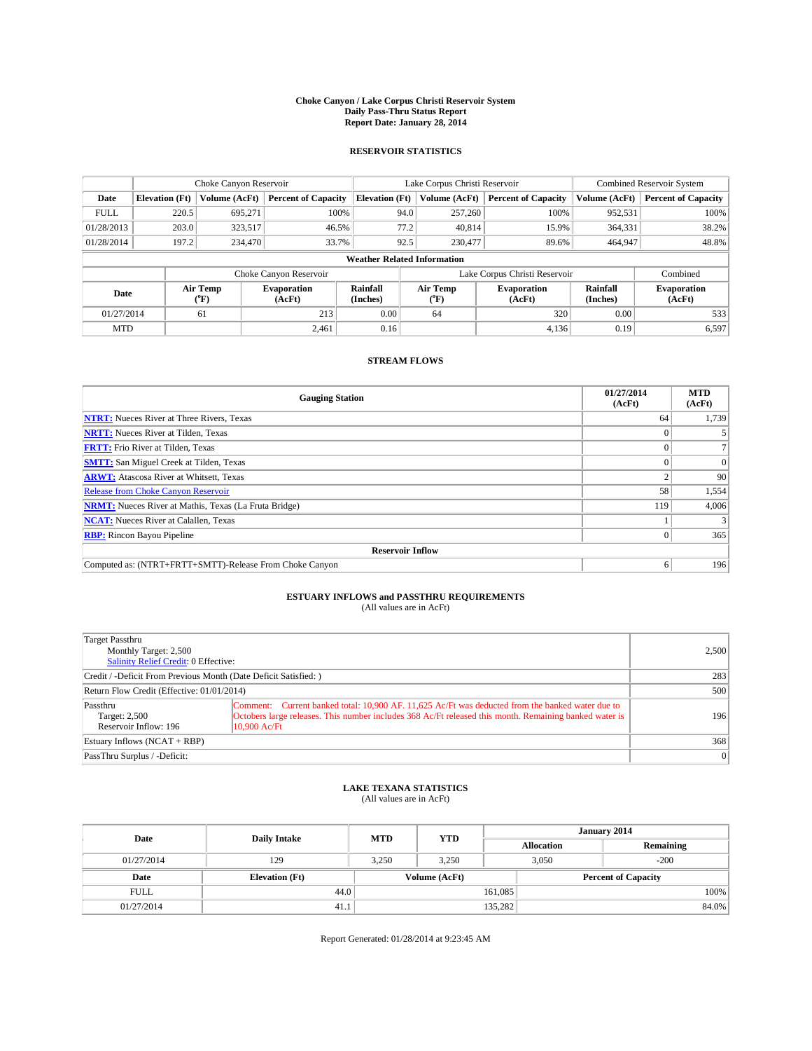**Choke Canyon / Lake Corpus Christi Reservoir System**
**Daily Pass-Thru Status Report**
**Report Date: January 28, 2014**

## RESERVOIR STATISTICS

| | Choke Canyon Reservoir | | | Lake Corpus Christi Reservoir | | | Combined Reservoir System | |
|---|---|---|---|---|---|---|---|---|
| Date | Elevation (Ft) | Volume (AcFt) | Percent of Capacity | Elevation (Ft) | Volume (AcFt) | Percent of Capacity | Volume (AcFt) | Percent of Capacity |
| FULL | 220.5 | 695,271 | 100% | 94.0 | 257,260 | 100% | 952,531 | 100% |
| 01/28/2013 | 203.0 | 323,517 | 46.5% | 77.2 | 40,814 | 15.9% | 364,331 | 38.2% |
| 01/28/2014 | 197.2 | 234,470 | 33.7% | 92.5 | 230,477 | 89.6% | 464,947 | 48.8% |

**Weather Related Information**

| | Choke Canyon Reservoir | | | Lake Corpus Christi Reservoir | | | Combined |
|---|---|---|---|---|---|---|---|
| Date | Air Temp (°F) | Evaporation (AcFt) | Rainfall (Inches) | Air Temp (°F) | Evaporation (AcFt) | Rainfall (Inches) | Evaporation (AcFt) |
| 01/27/2014 | 61 | 213 | 0.00 | 64 | 320 | 0.00 | 533 |
| MTD | | 2,461 | 0.16 | | 4,136 | 0.19 | 6,597 |

## STREAM FLOWS

| Gauging Station | 01/27/2014 (AcFt) | MTD (AcFt) |
|---|---|---|
| **NTRT:** Nueces River at Three Rivers, Texas | 64 | 1,739 |
| **NRTT:** Nueces River at Tilden, Texas | 0 | 5 |
| **FRTT:** Frio River at Tilden, Texas | 0 | 7 |
| **SMTT:** San Miguel Creek at Tilden, Texas | 0 | 0 |
| **ARWT:** Atascosa River at Whitsett, Texas | 2 | 90 |
| Release from Choke Canyon Reservoir | 58 | 1,554 |
| **NRMT:** Nueces River at Mathis, Texas (La Fruta Bridge) | 119 | 4,006 |
| **NCAT:** Nueces River at Calallen, Texas | 1 | 3 |
| **RBP:** Rincon Bayou Pipeline | 0 | 365 |
| **Reservoir Inflow** | | |
| Computed as: (NTRT+FRTT+SMTT)-Release From Choke Canyon | 6 | 196 |

## ESTUARY INFLOWS and PASSTHRU REQUIREMENTS
(All values are in AcFt)

| | | |
|---|---|---|
| Target Passthru<br>Monthly Target: 2,500<br>Salinity Relief Credit: 0 Effective: | | 2,500 |
| Credit / -Deficit From Previous Month (Date Deficit Satisfied: ) | | 283 |
| Return Flow Credit (Effective: 01/01/2014) | | 500 |
| Passthru<br>Target: 2,500<br>Reservoir Inflow: 196 | Comment: Current banked total: 10,900 AF. 11,625 Ac/Ft was deducted from the banked water due to Octobers large releases. This number includes 368 Ac/Ft released this month. Remaining banked water is 10,900 Ac/Ft | 196 |
| Estuary Inflows (NCAT + RBP) | | 368 |
| PassThru Surplus / -Deficit: | | 0 |

## LAKE TEXANA STATISTICS
(All values are in AcFt)

| Date | Daily Intake | MTD | YTD | January 2014 Allocation | January 2014 Remaining |
|---|---|---|---|---|---|
| 01/27/2014 | 129 | 3,250 | 3,250 | 3,050 | -200 |

| Date | Elevation (Ft) | Volume (AcFt) | Percent of Capacity |
|---|---|---|---|
| FULL | 44.0 | 161,085 | 100% |
| 01/27/2014 | 41.1 | 135,282 | 84.0% |

Report Generated: 01/28/2014 at 9:23:45 AM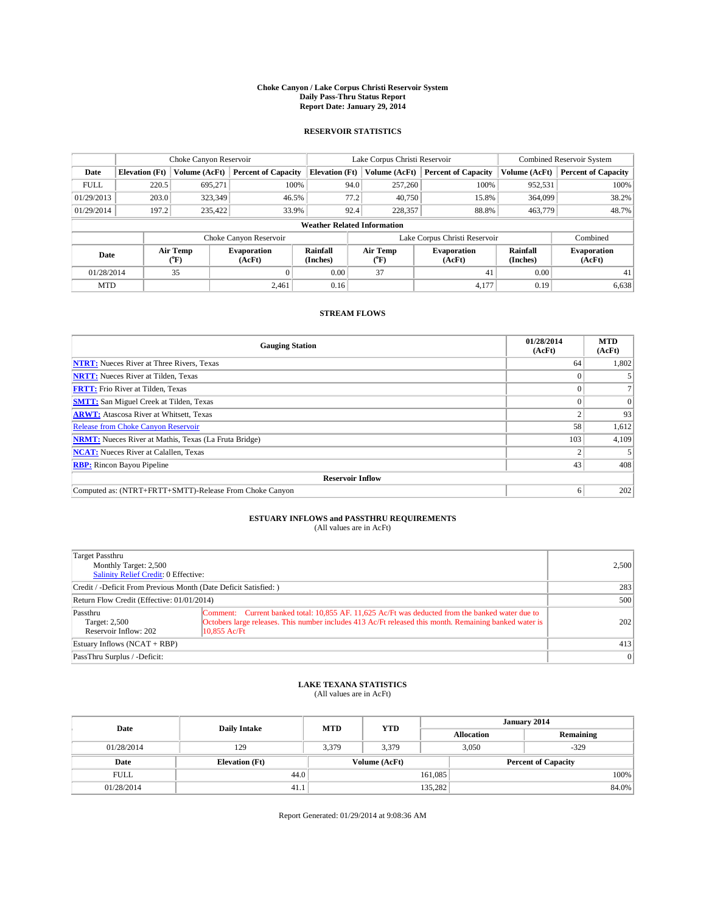**Choke Canyon / Lake Corpus Christi Reservoir System**
**Daily Pass-Thru Status Report**
**Report Date: January 29, 2014**

## RESERVOIR STATISTICS

| | Choke Canyon Reservoir | | | Lake Corpus Christi Reservoir | | | Combined Reservoir System | |
|---|---|---|---|---|---|---|---|---|
| Date | Elevation (Ft) | Volume (AcFt) | Percent of Capacity | Elevation (Ft) | Volume (AcFt) | Percent of Capacity | Volume (AcFt) | Percent of Capacity |
| FULL | 220.5 | 695,271 | 100% | 94.0 | 257,260 | 100% | 952,531 | 100% |
| 01/29/2013 | 203.0 | 323,349 | 46.5% | 77.2 | 40,750 | 15.8% | 364,099 | 38.2% |
| 01/29/2014 | 197.2 | 235,422 | 33.9% | 92.4 | 228,357 | 88.8% | 463,779 | 48.7% |

**Weather Related Information**

| | Choke Canyon Reservoir | | | Lake Corpus Christi Reservoir | | | Combined |
|---|---|---|---|---|---|---|---|
| Date | Air Temp (°F) | Evaporation (AcFt) | Rainfall (Inches) | Air Temp (°F) | Evaporation (AcFt) | Rainfall (Inches) | Evaporation (AcFt) |
| 01/28/2014 | 35 | 0 | 0.00 | 37 | 41 | 0.00 | 41 |
| MTD | | 2,461 | 0.16 | | 4,177 | 0.19 | 6,638 |

## STREAM FLOWS

| Gauging Station | 01/28/2014 (AcFt) | MTD (AcFt) |
|---|---|---|
| **NTRT:** Nueces River at Three Rivers, Texas | 64 | 1,802 |
| **NRTT:** Nueces River at Tilden, Texas | 0 | 5 |
| **FRTT:** Frio River at Tilden, Texas | 0 | 7 |
| **SMTT:** San Miguel Creek at Tilden, Texas | 0 | 0 |
| **ARWT:** Atascosa River at Whitsett, Texas | 2 | 93 |
| Release from Choke Canyon Reservoir | 58 | 1,612 |
| **NRMT:** Nueces River at Mathis, Texas (La Fruta Bridge) | 103 | 4,109 |
| **NCAT:** Nueces River at Calallen, Texas | 2 | 5 |
| **RBP:** Rincon Bayou Pipeline | 43 | 408 |
| **Reservoir Inflow** | | |
| Computed as: (NTRT+FRTT+SMTT)-Release From Choke Canyon | 6 | 202 |

## ESTUARY INFLOWS and PASSTHRU REQUIREMENTS

(All values are in AcFt)

| | | |
|---|---|---|
| Target Passthru<br>Monthly Target: 2,500<br>Salinity Relief Credit: 0 Effective: | | 2,500 |
| Credit / -Deficit From Previous Month (Date Deficit Satisfied: ) | | 283 |
| Return Flow Credit (Effective: 01/01/2014) | | 500 |
| Passthru<br>Target: 2,500<br>Reservoir Inflow: 202 | Comment: Current banked total: 10,855 AF. 11,625 Ac/Ft was deducted from the banked water due to Octobers large releases. This number includes 413 Ac/Ft released this month. Remaining banked water is 10,855 Ac/Ft | 202 |
| Estuary Inflows (NCAT + RBP) | | 413 |
| PassThru Surplus / -Deficit: | | 0 |

## LAKE TEXANA STATISTICS

(All values are in AcFt)

| Date | Daily Intake | MTD | YTD | January 2014 Allocation | January 2014 Remaining |
|---|---|---|---|---|---|
| 01/28/2014 | 129 | 3,379 | 3,379 | 3,050 | -329 |

| Date | Elevation (Ft) | Volume (AcFt) | Percent of Capacity |
|---|---|---|---|
| FULL | 44.0 | 161,085 | 100% |
| 01/28/2014 | 41.1 | 135,282 | 84.0% |

Report Generated: 01/29/2014 at 9:08:36 AM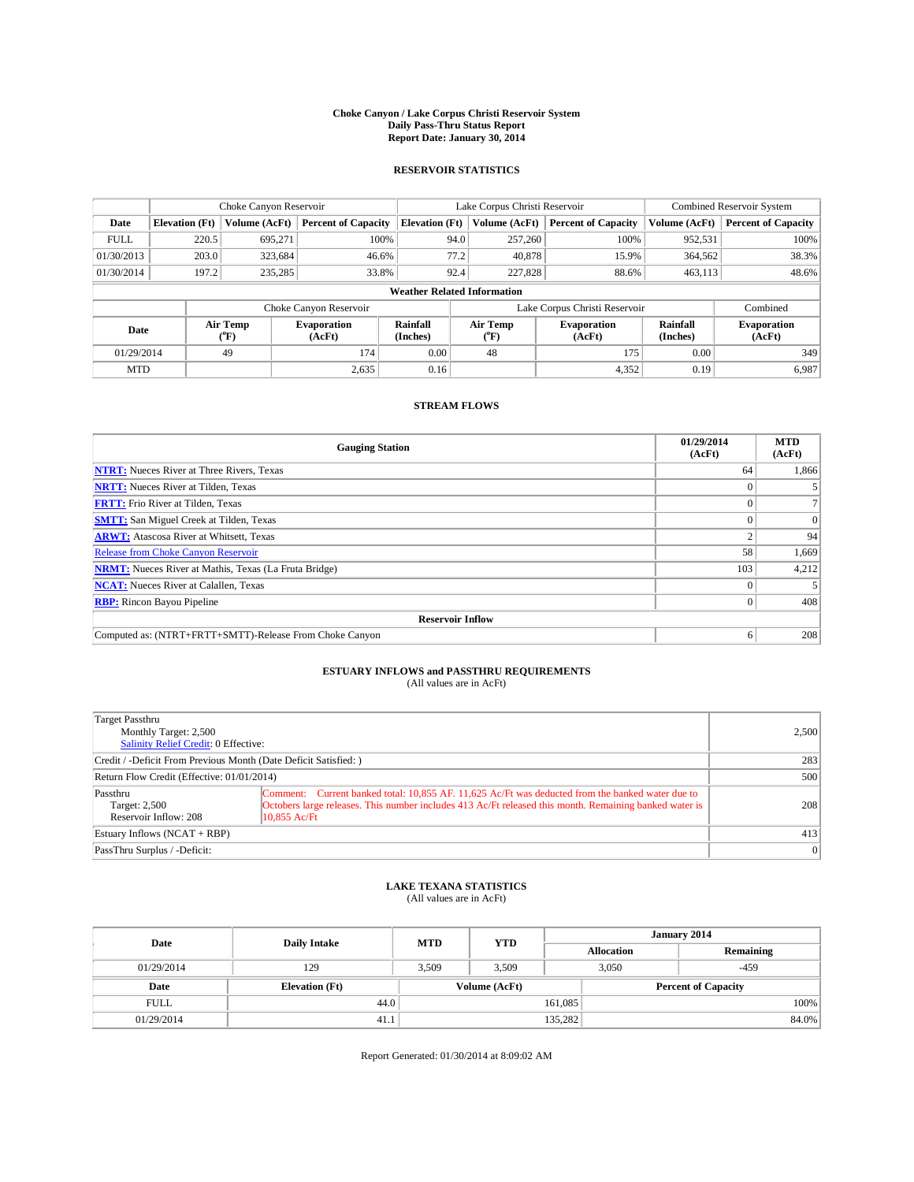# Choke Canyon / Lake Corpus Christi Reservoir System
## Daily Pass-Thru Status Report
## Report Date: January 30, 2014

### RESERVOIR STATISTICS

| | Choke Canyon Reservoir | | | Lake Corpus Christi Reservoir | | | Combined Reservoir System | |
|---|---|---|---|---|---|---|---|---|
| Date | Elevation (Ft) | Volume (AcFt) | Percent of Capacity | Elevation (Ft) | Volume (AcFt) | Percent of Capacity | Volume (AcFt) | Percent of Capacity |
| FULL | 220.5 | 695,271 | 100% | 94.0 | 257,260 | 100% | 952,531 | 100% |
| 01/30/2013 | 203.0 | 323,684 | 46.6% | 77.2 | 40,878 | 15.9% | 364,562 | 38.3% |
| 01/30/2014 | 197.2 | 235,285 | 33.8% | 92.4 | 227,828 | 88.6% | 463,113 | 48.6% |

**Weather Related Information**

| | Choke Canyon Reservoir | | | Lake Corpus Christi Reservoir | | | Combined |
|---|---|---|---|---|---|---|---|
| Date | Air Temp (°F) | Evaporation (AcFt) | Rainfall (Inches) | Air Temp (°F) | Evaporation (AcFt) | Rainfall (Inches) | Evaporation (AcFt) |
| 01/29/2014 | 49 | 174 | 0.00 | 48 | 175 | 0.00 | 349 |
| MTD | | 2,635 | 0.16 | | 4,352 | 0.19 | 6,987 |

### STREAM FLOWS

| Gauging Station | 01/29/2014 (AcFt) | MTD (AcFt) |
|---|---|---|
| **NTRT:** Nueces River at Three Rivers, Texas | 64 | 1,866 |
| **NRTT:** Nueces River at Tilden, Texas | 0 | 5 |
| **FRTT:** Frio River at Tilden, Texas | 0 | 7 |
| **SMTT:** San Miguel Creek at Tilden, Texas | 0 | 0 |
| **ARWT:** Atascosa River at Whitsett, Texas | 2 | 94 |
| Release from Choke Canyon Reservoir | 58 | 1,669 |
| **NRMT:** Nueces River at Mathis, Texas (La Fruta Bridge) | 103 | 4,212 |
| **NCAT:** Nueces River at Calallen, Texas | 0 | 5 |
| **RBP:** Rincon Bayou Pipeline | 0 | 408 |
| **Reservoir Inflow** | | |
| Computed as: (NTRT+FRTT+SMTT)-Release From Choke Canyon | 6 | 208 |

### ESTUARY INFLOWS and PASSTHRU REQUIREMENTS
(All values are in AcFt)

| | | |
|---|---|---|
| Target Passthru<br>Monthly Target: 2,500<br>Salinity Relief Credit: 0 Effective: | | 2,500 |
| Credit / -Deficit From Previous Month (Date Deficit Satisfied: ) | | 283 |
| Return Flow Credit (Effective: 01/01/2014) | | 500 |
| Passthru<br>Target: 2,500<br>Reservoir Inflow: 208 | Comment: Current banked total: 10,855 AF. 11,625 Ac/Ft was deducted from the banked water due to Octobers large releases. This number includes 413 Ac/Ft released this month. Remaining banked water is 10,855 Ac/Ft | 208 |
| Estuary Inflows (NCAT + RBP) | | 413 |
| PassThru Surplus / -Deficit: | | 0 |

### LAKE TEXANA STATISTICS
(All values are in AcFt)

| Date | Daily Intake | MTD | YTD | January 2014 Allocation | January 2014 Remaining |
|---|---|---|---|---|---|
| 01/29/2014 | 129 | 3,509 | 3,509 | 3,050 | -459 |

| Date | Elevation (Ft) | Volume (AcFt) | Percent of Capacity |
|---|---|---|---|
| FULL | 44.0 | 161,085 | 100% |
| 01/29/2014 | 41.1 | 135,282 | 84.0% |

Report Generated: 01/30/2014 at 8:09:02 AM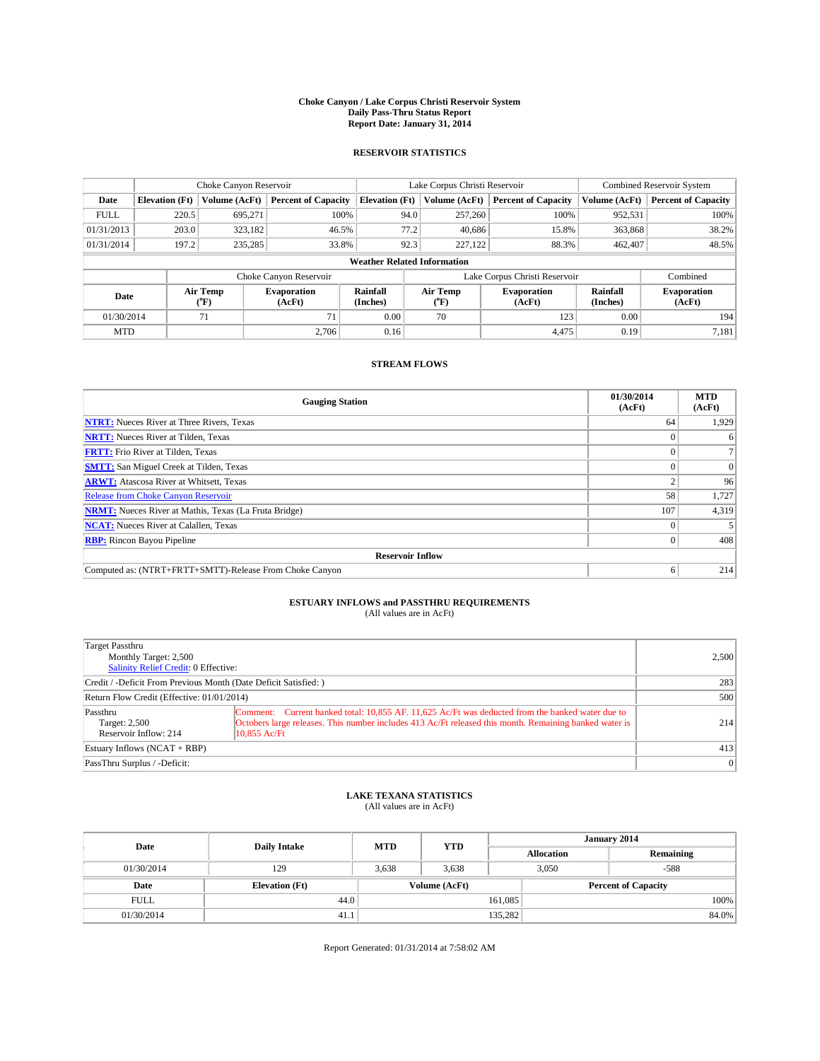# Choke Canyon / Lake Corpus Christi Reservoir System
## Daily Pass-Thru Status Report
### Report Date: January 31, 2014

## RESERVOIR STATISTICS

| | Choke Canyon Reservoir | | | Lake Corpus Christi Reservoir | | | Combined Reservoir System | |
|---|---|---|---|---|---|---|---|---|
| Date | Elevation (Ft) | Volume (AcFt) | Percent of Capacity | Elevation (Ft) | Volume (AcFt) | Percent of Capacity | Volume (AcFt) | Percent of Capacity |
| FULL | 220.5 | 695,271 | 100% | 94.0 | 257,260 | 100% | 952,531 | 100% |
| 01/31/2013 | 203.0 | 323,182 | 46.5% | 77.2 | 40,686 | 15.8% | 363,868 | 38.2% |
| 01/31/2014 | 197.2 | 235,285 | 33.8% | 92.3 | 227,122 | 88.3% | 462,407 | 48.5% |

**Weather Related Information**

| | Choke Canyon Reservoir | | | Lake Corpus Christi Reservoir | | | Combined |
|---|---|---|---|---|---|---|---|
| Date | Air Temp (°F) | Evaporation (AcFt) | Rainfall (Inches) | Air Temp (°F) | Evaporation (AcFt) | Rainfall (Inches) | Evaporation (AcFt) |
| 01/30/2014 | 71 | 71 | 0.00 | 70 | 123 | 0.00 | 194 |
| MTD | | 2,706 | 0.16 | | 4,475 | 0.19 | 7,181 |

## STREAM FLOWS

| Gauging Station | 01/30/2014 (AcFt) | MTD (AcFt) |
|---|---|---|
| **NTRT:** Nueces River at Three Rivers, Texas | 64 | 1,929 |
| **NRTT:** Nueces River at Tilden, Texas | 0 | 6 |
| **FRTT:** Frio River at Tilden, Texas | 0 | 7 |
| **SMTT:** San Miguel Creek at Tilden, Texas | 0 | 0 |
| **ARWT:** Atascosa River at Whitsett, Texas | 2 | 96 |
| Release from Choke Canyon Reservoir | 58 | 1,727 |
| **NRMT:** Nueces River at Mathis, Texas (La Fruta Bridge) | 107 | 4,319 |
| **NCAT:** Nueces River at Calallen, Texas | 0 | 5 |
| **RBP:** Rincon Bayou Pipeline | 0 | 408 |
| **Reservoir Inflow** | | |
| Computed as: (NTRT+FRTT+SMTT)-Release From Choke Canyon | 6 | 214 |

## ESTUARY INFLOWS and PASSTHRU REQUIREMENTS
(All values are in AcFt)

| | | |
|---|---|---|
| Target Passthru<br>Monthly Target: 2,500<br>Salinity Relief Credit: 0 Effective: | | 2,500 |
| Credit / -Deficit From Previous Month (Date Deficit Satisfied: ) | | 283 |
| Return Flow Credit (Effective: 01/01/2014) | | 500 |
| Passthru<br>Target: 2,500<br>Reservoir Inflow: 214 | Comment: Current banked total: 10,855 AF. 11,625 Ac/Ft was deducted from the banked water due to Octobers large releases. This number includes 413 Ac/Ft released this month. Remaining banked water is 10,855 Ac/Ft | 214 |
| Estuary Inflows (NCAT + RBP) | | 413 |
| PassThru Surplus / -Deficit: | | 0 |

## LAKE TEXANA STATISTICS
(All values are in AcFt)

| Date | Daily Intake | MTD | YTD | January 2014 Allocation | January 2014 Remaining |
|---|---|---|---|---|---|
| 01/30/2014 | 129 | 3,638 | 3,638 | 3,050 | -588 |

| Date | Elevation (Ft) | Volume (AcFt) | Percent of Capacity |
|---|---|---|---|
| FULL | 44.0 | 161,085 | 100% |
| 01/30/2014 | 41.1 | 135,282 | 84.0% |

Report Generated: 01/31/2014 at 7:58:02 AM